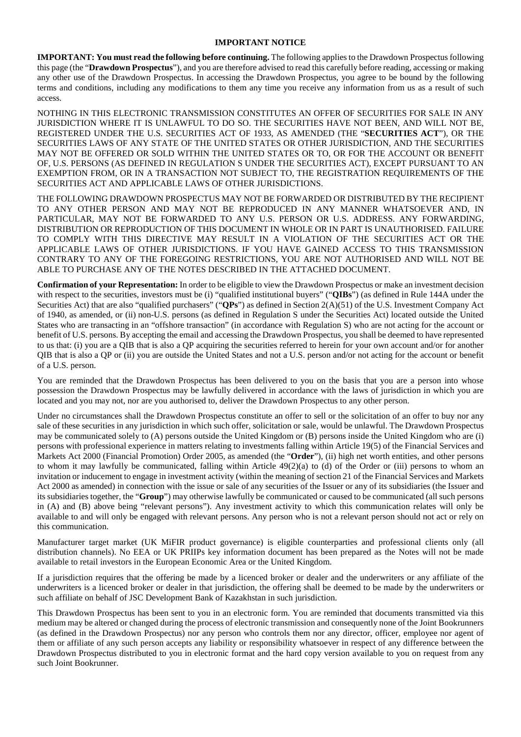# IMPORTANT NOTICE

**IMPORTANT: You must read the following before continuing.** The following applies to the Drawdown Prospectus following this page (the "**Drawdown Prospectus**"), and you are therefore advised to read this carefully before reading, accessing or making any other use of the Drawdown Prospectus. In accessing the Drawdown Prospectus, you agree to be bound by the following terms and conditions, including any modifications to them any time you receive any information from us as a result of such access.

NOTHING IN THIS ELECTRONIC TRANSMISSION CONSTITUTES AN OFFER OF SECURITIES FOR SALE IN ANY JURISDICTION WHERE IT IS UNLAWFUL TO DO SO. THE SECURITIES HAVE NOT BEEN, AND WILL NOT BE, REGISTERED UNDER THE U.S. SECURITIES ACT OF 1933, AS AMENDED (THE "**SECURITIES ACT**"), OR THE SECURITIES LAWS OF ANY STATE OF THE UNITED STATES OR OTHER JURISDICTION, AND THE SECURITIES MAY NOT BE OFFERED OR SOLD WITHIN THE UNITED STATES OR TO, OR FOR THE ACCOUNT OR BENEFIT OF, U.S. PERSONS (AS DEFINED IN REGULATION S UNDER THE SECURITIES ACT), EXCEPT PURSUANT TO AN EXEMPTION FROM, OR IN A TRANSACTION NOT SUBJECT TO, THE REGISTRATION REQUIREMENTS OF THE SECURITIES ACT AND APPLICABLE LAWS OF OTHER JURISDICTIONS.

THE FOLLOWING DRAWDOWN PROSPECTUS MAY NOT BE FORWARDED OR DISTRIBUTED BY THE RECIPIENT TO ANY OTHER PERSON AND MAY NOT BE REPRODUCED IN ANY MANNER WHATSOEVER AND, IN PARTICULAR, MAY NOT BE FORWARDED TO ANY U.S. PERSON OR U.S. ADDRESS. ANY FORWARDING, DISTRIBUTION OR REPRODUCTION OF THIS DOCUMENT IN WHOLE OR IN PART IS UNAUTHORISED. FAILURE TO COMPLY WITH THIS DIRECTIVE MAY RESULT IN A VIOLATION OF THE SECURITIES ACT OR THE APPLICABLE LAWS OF OTHER JURISDICTIONS. IF YOU HAVE GAINED ACCESS TO THIS TRANSMISSION CONTRARY TO ANY OF THE FOREGOING RESTRICTIONS, YOU ARE NOT AUTHORISED AND WILL NOT BE ABLE TO PURCHASE ANY OF THE NOTES DESCRIBED IN THE ATTACHED DOCUMENT.

**Confirmation of your Representation:** In order to be eligible to view the Drawdown Prospectus or make an investment decision with respect to the securities, investors must be (i) "qualified institutional buyers" ("**QIBs**") (as defined in Rule 144A under the Securities Act) that are also "qualified purchasers" ("**QPs**") as defined in Section 2(A)(51) of the U.S. Investment Company Act of 1940, as amended, or (ii) non-U.S. persons (as defined in Regulation S under the Securities Act) located outside the United States who are transacting in an "offshore transaction" (in accordance with Regulation S) who are not acting for the account or benefit of U.S. persons. By accepting the email and accessing the Drawdown Prospectus, you shall be deemed to have represented to us that: (i) you are a QIB that is also a QP acquiring the securities referred to herein for your own account and/or for another QIB that is also a QP or (ii) you are outside the United States and not a U.S. person and/or not acting for the account or benefit of a U.S. person.

You are reminded that the Drawdown Prospectus has been delivered to you on the basis that you are a person into whose possession the Drawdown Prospectus may be lawfully delivered in accordance with the laws of jurisdiction in which you are located and you may not, nor are you authorised to, deliver the Drawdown Prospectus to any other person.

Under no circumstances shall the Drawdown Prospectus constitute an offer to sell or the solicitation of an offer to buy nor any sale of these securities in any jurisdiction in which such offer, solicitation or sale, would be unlawful. The Drawdown Prospectus may be communicated solely to (A) persons outside the United Kingdom or (B) persons inside the United Kingdom who are (i) persons with professional experience in matters relating to investments falling within Article 19(5) of the Financial Services and Markets Act 2000 (Financial Promotion) Order 2005, as amended (the "**Order**"), (ii) high net worth entities, and other persons to whom it may lawfully be communicated, falling within Article 49(2)(a) to (d) of the Order or (iii) persons to whom an invitation or inducement to engage in investment activity (within the meaning of section 21 of the Financial Services and Markets Act 2000 as amended) in connection with the issue or sale of any securities of the Issuer or any of its subsidiaries (the Issuer and its subsidiaries together, the "**Group**") may otherwise lawfully be communicated or caused to be communicated (all such persons in (A) and (B) above being "relevant persons"). Any investment activity to which this communication relates will only be available to and will only be engaged with relevant persons. Any person who is not a relevant person should not act or rely on this communication.

Manufacturer target market (UK MiFIR product governance) is eligible counterparties and professional clients only (all distribution channels). No EEA or UK PRIIPs key information document has been prepared as the Notes will not be made available to retail investors in the European Economic Area or the United Kingdom.

If a jurisdiction requires that the offering be made by a licenced broker or dealer and the underwriters or any affiliate of the underwriters is a licenced broker or dealer in that jurisdiction, the offering shall be deemed to be made by the underwriters or such affiliate on behalf of JSC Development Bank of Kazakhstan in such jurisdiction.

This Drawdown Prospectus has been sent to you in an electronic form. You are reminded that documents transmitted via this medium may be altered or changed during the process of electronic transmission and consequently none of the Joint Bookrunners (as defined in the Drawdown Prospectus) nor any person who controls them nor any director, officer, employee nor agent of them or affiliate of any such person accepts any liability or responsibility whatsoever in respect of any difference between the Drawdown Prospectus distributed to you in electronic format and the hard copy version available to you on request from any such Joint Bookrunner.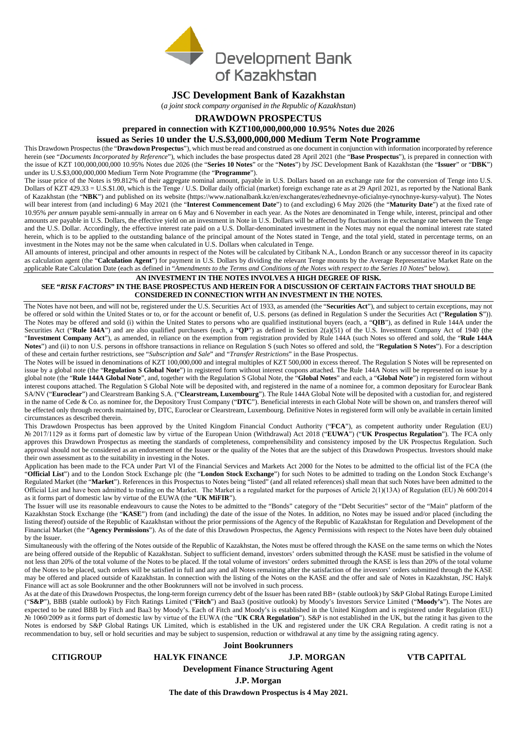# JSC Development Bank of Kazakhstan

(*a joint stock company organised in the Republic of Kazakhstan*)

## DRAWDOWN PROSPECTUS

### prepared in connection with KZT100,000,000,000 10.95% Notes due 2026

### issued as Series 10 under the U.S.$3,000,000,000 Medium Term Note Programme

This Drawdown Prospectus (the "**Drawdown Prospectus**"), which must be read and construed as one document in conjunction with information incorporated by reference herein (see "*Documents Incorporated by Reference*"), which includes the base prospectus dated 28 April 2021 (the "**Base Prospectus**"), is prepared in connection with the issue of KZT 100,000,000,000 10.95% Notes due 2026 (the "**Series 10 Notes**" or the "**Notes**") by JSC Development Bank of Kazakhstan (the "**Issuer**" or "**DBK**") under its U.S.$3,000,000,000 Medium Term Note Programme (the "**Programme**").

The issue price of the Notes is 99.812% of their aggregate nominal amount, payable in U.S. Dollars based on an exchange rate for the conversion of Tenge into U.S. Dollars of KZT 429.33 = U.S.$1.00, which is the Tenge / U.S. Dollar daily official (market) foreign exchange rate as at 29 April 2021, as reported by the National Bank of Kazakhstan (the "**NBK**") and published on its website (https://www.nationalbank.kz/en/exchangerates/ezhednevnye-oficialnye-rynochnye-kursy-valyut). The Notes will bear interest from (and including) 6 May 2021 (the "**Interest Commencement Date**") to (and excluding) 6 May 2026 (the "**Maturity Date**") at the fixed rate of 10.95% *per annum* payable semi-annually in arrear on 6 May and 6 November in each year. As the Notes are denominated in Tenge while, interest, principal and other amounts are payable in U.S. Dollars, the effective yield on an investment in Note in U.S. Dollars will be affected by fluctuations in the exchange rate between the Tenge and the U.S. Dollar. Accordingly, the effective interest rate paid on a U.S. Dollar-denominated investment in the Notes may not equal the nominal interest rate stated herein, which is to be applied to the outstanding balance of the principal amount of the Notes stated in Tenge, and the total yield, stated in percentage terms, on an investment in the Notes may not be the same when calculated in U.S. Dollars when calculated in Tenge.

All amounts of interest, principal and other amounts in respect of the Notes will be calculated by Citibank N.A., London Branch or any successor thereof in its capacity as calculation agent (the "**Calculation Agent**") for payment in U.S. Dollars by dividing the relevant Tenge mounts by the Average Representative Market Rate on the applicable Rate Calculation Date (each as defined in "*Amendments to the Terms and Conditions of the Notes with respect to the Series 10 Notes*" below).

**AN INVESTMENT IN THE NOTES INVOLVES A HIGH DEGREE OF RISK.**
**SEE "*RISK FACTORS*" IN THE BASE PROSPECTUS AND HEREIN FOR A DISCUSSION OF CERTAIN FACTORS THAT SHOULD BE CONSIDERED IN CONNECTION WITH AN INVESTMENT IN THE NOTES.**

The Notes have not been, and will not be, registered under the U.S. Securities Act of 1933, as amended (the "**Securities Act**"), and subject to certain exceptions, may not be offered or sold within the United States or to, or for the account or benefit of, U.S. persons (as defined in Regulation S under the Securities Act ("**Regulation S**")). The Notes may be offered and sold (i) within the United States to persons who are qualified institutional buyers (each, a "**QIB**"), as defined in Rule 144A under the Securities Act ("**Rule 144A**") and are also qualified purchasers (each, a "**QP**") as defined in Section 2(a)(51) of the U.S. Investment Company Act of 1940 (the "**Investment Company Act**"), as amended, in reliance on the exemption from registration provided by Rule 144A (such Notes so offered and sold, the "**Rule 144A Notes**") and (ii) to non U.S. persons in offshore transactions in reliance on Regulation S (such Notes so offered and sold, the "**Regulation S Notes**"). For a description of these and certain further restrictions, see "*Subscription and Sale*" and "*Transfer Restrictions*" in the Base Prospectus.

The Notes will be issued in denominations of KZT 100,000,000 and integral multiples of KZT 500,000 in excess thereof. The Regulation S Notes will be represented on issue by a global note (the "**Regulation S Global Note**") in registered form without interest coupons attached. The Rule 144A Notes will be represented on issue by a global note (the "**Rule 144A Global Note**", and, together with the Regulation S Global Note, the "**Global Notes**" and each, a "**Global Note**") in registered form without interest coupons attached. The Regulation S Global Note will be deposited with, and registered in the name of a nominee for, a common depositary for Euroclear Bank SA/NV ("**Euroclear**") and Clearstream Banking S.A. ("**Clearstream, Luxembourg**"). The Rule 144A Global Note will be deposited with a custodian for, and registered in the name of Cede & Co. as nominee for, the Depository Trust Company ("**DTC**"). Beneficial interests in each Global Note will be shown on, and transfers thereof will be effected only through records maintained by, DTC, Euroclear or Clearstream, Luxembourg. Definitive Notes in registered form will only be available in certain limited circumstances as described therein.

This Drawdown Prospectus has been approved by the United Kingdom Financial Conduct Authority ("**FCA**"), as competent authority under Regulation (EU) № 2017/1129 as it forms part of domestic law by virtue of the European Union (Withdrawal) Act 2018 ("**EUWA**") ("**UK Prospectus Regulation**"). The FCA only approves this Drawdown Prospectus as meeting the standards of completeness, comprehensibility and consistency imposed by the UK Prospectus Regulation. Such approval should not be considered as an endorsement of the Issuer or the quality of the Notes that are the subject of this Drawdown Prospectus. Investors should make their own assessment as to the suitability in investing in the Notes.

Application has been made to the FCA under Part VI of the Financial Services and Markets Act 2000 for the Notes to be admitted to the official list of the FCA (the "**Official List**") and to the London Stock Exchange plc (the "**London Stock Exchange**") for such Notes to be admitted to trading on the London Stock Exchange's Regulated Market (the "**Market**"). References in this Prospectus to Notes being "listed" (and all related references) shall mean that such Notes have been admitted to the Official List and have been admitted to trading on the Market. The Market is a regulated market for the purposes of Article 2(1)(13A) of Regulation (EU) № 600/2014 as it forms part of domestic law by virtue of the EUWA (the "**UK MiFIR**").

The Issuer will use its reasonable endeavours to cause the Notes to be admitted to the "Bonds" category of the "Debt Securities" sector of the "Main" platform of the Kazakhstan Stock Exchange (the "**KASE**") from (and including) the date of the issue of the Notes. In addition, no Notes may be issued and/or placed (including the listing thereof) outside of the Republic of Kazakhstan without the prior permissions of the Agency of the Republic of Kazakhstan for Regulation and Development of the Financial Market (the "**Agency Permissions**"). As of the date of this Drawdown Prospectus, the Agency Permissions with respect to the Notes have been duly obtained by the Issuer.

Simultaneously with the offering of the Notes outside of the Republic of Kazakhstan, the Notes must be offered through the KASE on the same terms on which the Notes are being offered outside of the Republic of Kazakhstan. Subject to sufficient demand, investors' orders submitted through the KASE must be satisfied in the volume of not less than 20% of the total volume of the Notes to be placed. If the total volume of investors' orders submitted through the KASE is less than 20% of the total volume of the Notes to be placed, such orders will be satisfied in full and any and all Notes remaining after the satisfaction of the investors' orders submitted through the KASE may be offered and placed outside of Kazakhstan. In connection with the listing of the Notes on the KASE and the offer and sale of Notes in Kazakhstan, JSC Halyk Finance will act as sole Bookrunner and the other Bookrunners will not be involved in such process.

As at the date of this Drawdown Prospectus, the long-term foreign currency debt of the Issuer has been rated BB+ (stable outlook) by S&P Global Ratings Europe Limited ("**S&P**"), BBB (stable outlook) by Fitch Ratings Limited ("**Fitch**") and Baa3 (positive outlook) by Moody's Investors Service Limited ("**Moody's**"). The Notes are expected to be rated BBB by Fitch and Baa3 by Moody's. Each of Fitch and Moody's is established in the United Kingdom and is registered under Regulation (EU) № 1060/2009 as it forms part of domestic law by virtue of the EUWA (the "**UK CRA Regulation**"). S&P is not established in the UK, but the rating it has given to the Notes is endorsed by S&P Global Ratings UK Limited, which is established in the UK and registered under the UK CRA Regulation. A credit rating is not a recommendation to buy, sell or hold securities and may be subject to suspension, reduction or withdrawal at any time by the assigning rating agency.

**Joint Bookrunners**

**CITIGROUP** **HALYK FINANCE** **J.P. MORGAN** **VTB CAPITAL**

**Development Finance Structuring Agent**

**J.P. Morgan**

**The date of this Drawdown Prospectus is 4 May 2021.**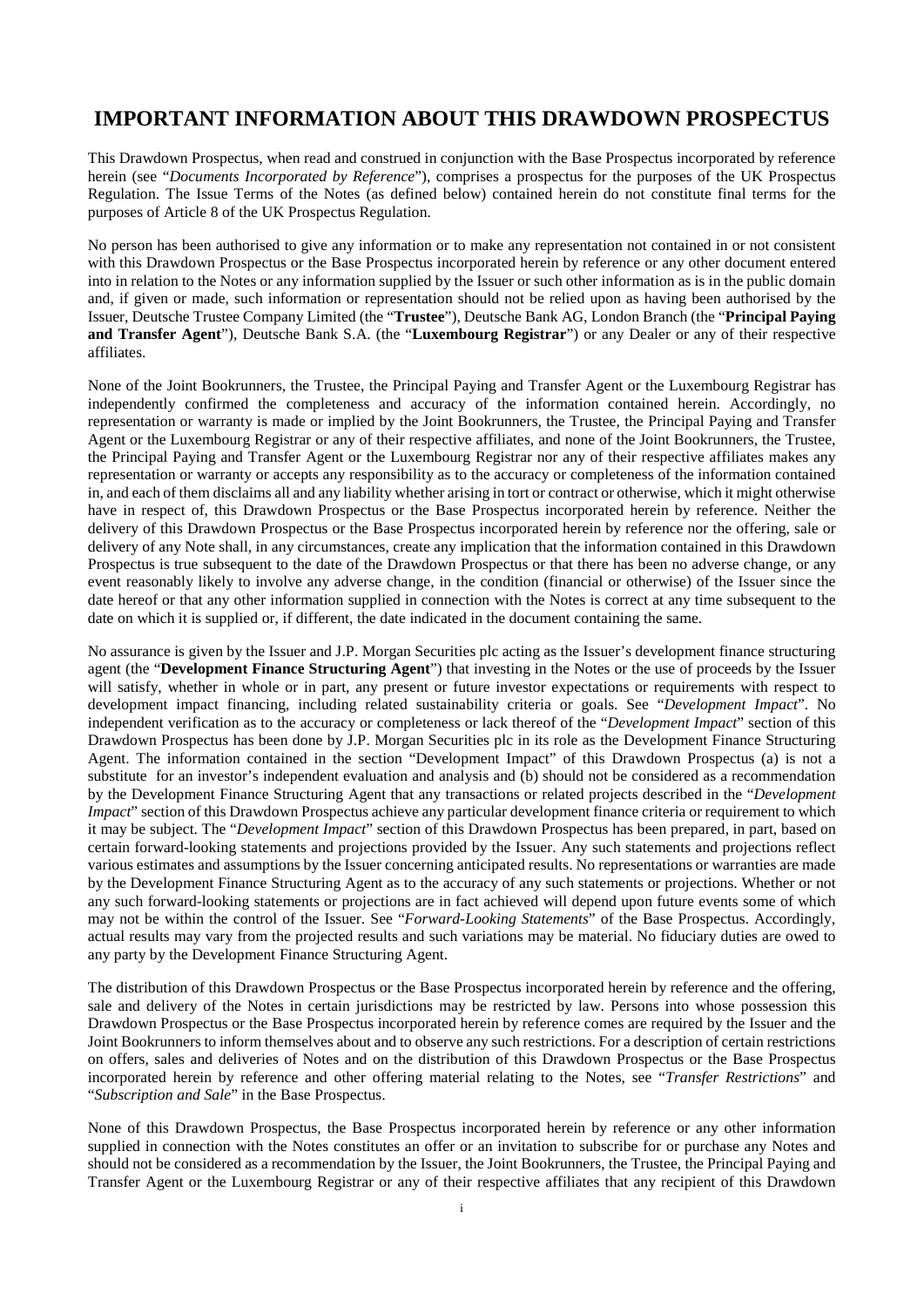# IMPORTANT INFORMATION ABOUT THIS DRAWDOWN PROSPECTUS

This Drawdown Prospectus, when read and construed in conjunction with the Base Prospectus incorporated by reference herein (see "*Documents Incorporated by Reference*"), comprises a prospectus for the purposes of the UK Prospectus Regulation. The Issue Terms of the Notes (as defined below) contained herein do not constitute final terms for the purposes of Article 8 of the UK Prospectus Regulation.

No person has been authorised to give any information or to make any representation not contained in or not consistent with this Drawdown Prospectus or the Base Prospectus incorporated herein by reference or any other document entered into in relation to the Notes or any information supplied by the Issuer or such other information as is in the public domain and, if given or made, such information or representation should not be relied upon as having been authorised by the Issuer, Deutsche Trustee Company Limited (the "**Trustee**"), Deutsche Bank AG, London Branch (the "**Principal Paying and Transfer Agent**"), Deutsche Bank S.A. (the "**Luxembourg Registrar**") or any Dealer or any of their respective affiliates.

None of the Joint Bookrunners, the Trustee, the Principal Paying and Transfer Agent or the Luxembourg Registrar has independently confirmed the completeness and accuracy of the information contained herein. Accordingly, no representation or warranty is made or implied by the Joint Bookrunners, the Trustee, the Principal Paying and Transfer Agent or the Luxembourg Registrar or any of their respective affiliates, and none of the Joint Bookrunners, the Trustee, the Principal Paying and Transfer Agent or the Luxembourg Registrar nor any of their respective affiliates makes any representation or warranty or accepts any responsibility as to the accuracy or completeness of the information contained in, and each of them disclaims all and any liability whether arising in tort or contract or otherwise, which it might otherwise have in respect of, this Drawdown Prospectus or the Base Prospectus incorporated herein by reference. Neither the delivery of this Drawdown Prospectus or the Base Prospectus incorporated herein by reference nor the offering, sale or delivery of any Note shall, in any circumstances, create any implication that the information contained in this Drawdown Prospectus is true subsequent to the date of the Drawdown Prospectus or that there has been no adverse change, or any event reasonably likely to involve any adverse change, in the condition (financial or otherwise) of the Issuer since the date hereof or that any other information supplied in connection with the Notes is correct at any time subsequent to the date on which it is supplied or, if different, the date indicated in the document containing the same.

No assurance is given by the Issuer and J.P. Morgan Securities plc acting as the Issuer's development finance structuring agent (the "**Development Finance Structuring Agent**") that investing in the Notes or the use of proceeds by the Issuer will satisfy, whether in whole or in part, any present or future investor expectations or requirements with respect to development impact financing, including related sustainability criteria or goals. See "*Development Impact*". No independent verification as to the accuracy or completeness or lack thereof of the "*Development Impact*" section of this Drawdown Prospectus has been done by J.P. Morgan Securities plc in its role as the Development Finance Structuring Agent. The information contained in the section "Development Impact" of this Drawdown Prospectus (a) is not a substitute for an investor's independent evaluation and analysis and (b) should not be considered as a recommendation by the Development Finance Structuring Agent that any transactions or related projects described in the "*Development Impact*" section of this Drawdown Prospectus achieve any particular development finance criteria or requirement to which it may be subject. The "*Development Impact*" section of this Drawdown Prospectus has been prepared, in part, based on certain forward-looking statements and projections provided by the Issuer. Any such statements and projections reflect various estimates and assumptions by the Issuer concerning anticipated results. No representations or warranties are made by the Development Finance Structuring Agent as to the accuracy of any such statements or projections. Whether or not any such forward-looking statements or projections are in fact achieved will depend upon future events some of which may not be within the control of the Issuer. See "*Forward-Looking Statements*" of the Base Prospectus. Accordingly, actual results may vary from the projected results and such variations may be material. No fiduciary duties are owed to any party by the Development Finance Structuring Agent.

The distribution of this Drawdown Prospectus or the Base Prospectus incorporated herein by reference and the offering, sale and delivery of the Notes in certain jurisdictions may be restricted by law. Persons into whose possession this Drawdown Prospectus or the Base Prospectus incorporated herein by reference comes are required by the Issuer and the Joint Bookrunners to inform themselves about and to observe any such restrictions. For a description of certain restrictions on offers, sales and deliveries of Notes and on the distribution of this Drawdown Prospectus or the Base Prospectus incorporated herein by reference and other offering material relating to the Notes, see "*Transfer Restrictions*" and "*Subscription and Sale*" in the Base Prospectus.

None of this Drawdown Prospectus, the Base Prospectus incorporated herein by reference or any other information supplied in connection with the Notes constitutes an offer or an invitation to subscribe for or purchase any Notes and should not be considered as a recommendation by the Issuer, the Joint Bookrunners, the Trustee, the Principal Paying and Transfer Agent or the Luxembourg Registrar or any of their respective affiliates that any recipient of this Drawdown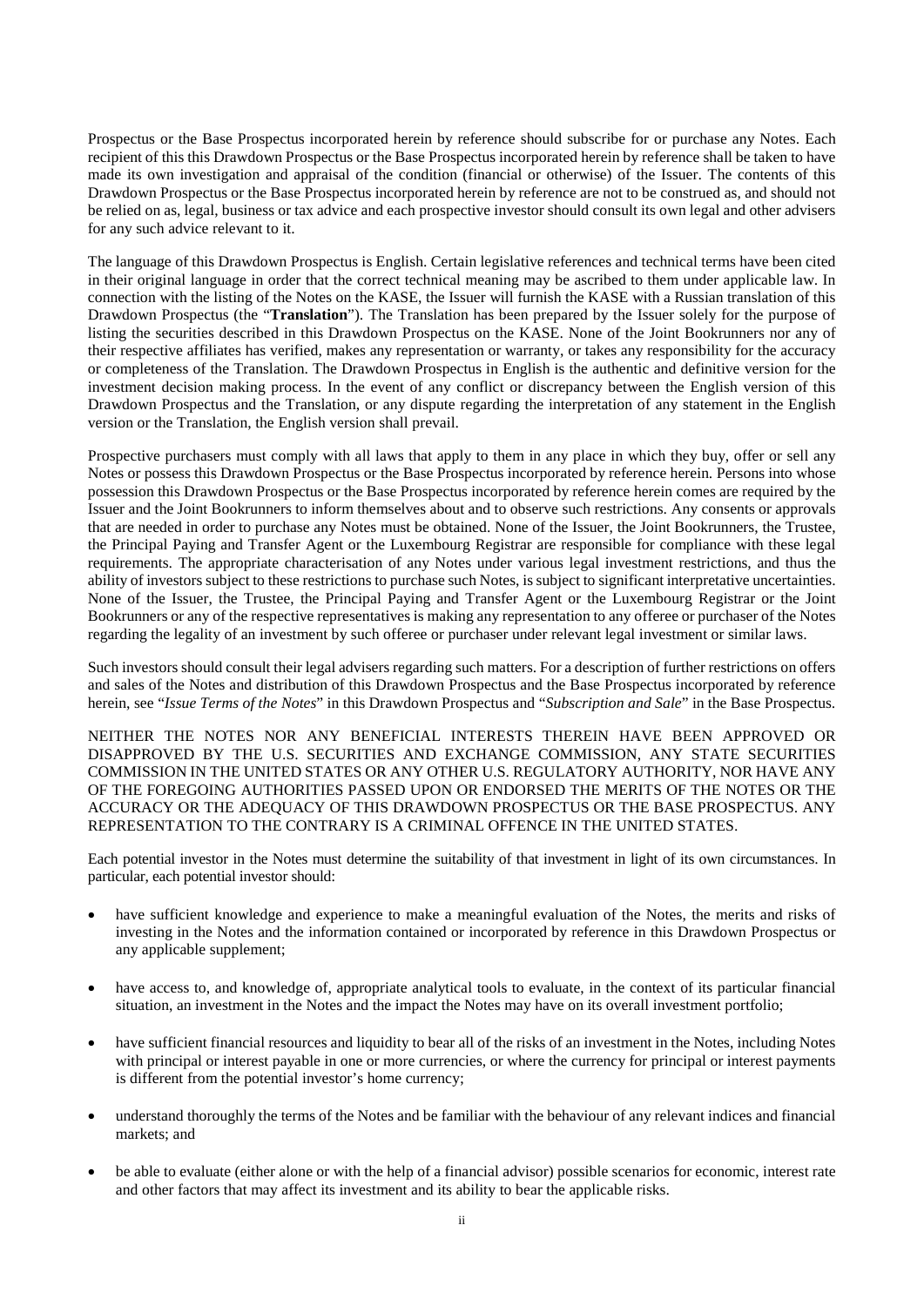Prospectus or the Base Prospectus incorporated herein by reference should subscribe for or purchase any Notes. Each recipient of this this Drawdown Prospectus or the Base Prospectus incorporated herein by reference shall be taken to have made its own investigation and appraisal of the condition (financial or otherwise) of the Issuer. The contents of this Drawdown Prospectus or the Base Prospectus incorporated herein by reference are not to be construed as, and should not be relied on as, legal, business or tax advice and each prospective investor should consult its own legal and other advisers for any such advice relevant to it.

The language of this Drawdown Prospectus is English. Certain legislative references and technical terms have been cited in their original language in order that the correct technical meaning may be ascribed to them under applicable law. In connection with the listing of the Notes on the KASE, the Issuer will furnish the KASE with a Russian translation of this Drawdown Prospectus (the "**Translation**"). The Translation has been prepared by the Issuer solely for the purpose of listing the securities described in this Drawdown Prospectus on the KASE. None of the Joint Bookrunners nor any of their respective affiliates has verified, makes any representation or warranty, or takes any responsibility for the accuracy or completeness of the Translation. The Drawdown Prospectus in English is the authentic and definitive version for the investment decision making process. In the event of any conflict or discrepancy between the English version of this Drawdown Prospectus and the Translation, or any dispute regarding the interpretation of any statement in the English version or the Translation, the English version shall prevail.

Prospective purchasers must comply with all laws that apply to them in any place in which they buy, offer or sell any Notes or possess this Drawdown Prospectus or the Base Prospectus incorporated by reference herein. Persons into whose possession this Drawdown Prospectus or the Base Prospectus incorporated by reference herein comes are required by the Issuer and the Joint Bookrunners to inform themselves about and to observe such restrictions. Any consents or approvals that are needed in order to purchase any Notes must be obtained. None of the Issuer, the Joint Bookrunners, the Trustee, the Principal Paying and Transfer Agent or the Luxembourg Registrar are responsible for compliance with these legal requirements. The appropriate characterisation of any Notes under various legal investment restrictions, and thus the ability of investors subject to these restrictions to purchase such Notes, is subject to significant interpretative uncertainties. None of the Issuer, the Trustee, the Principal Paying and Transfer Agent or the Luxembourg Registrar or the Joint Bookrunners or any of the respective representatives is making any representation to any offeree or purchaser of the Notes regarding the legality of an investment by such offeree or purchaser under relevant legal investment or similar laws.

Such investors should consult their legal advisers regarding such matters. For a description of further restrictions on offers and sales of the Notes and distribution of this Drawdown Prospectus and the Base Prospectus incorporated by reference herein, see "*Issue Terms of the Notes*" in this Drawdown Prospectus and "*Subscription and Sale*" in the Base Prospectus.

NEITHER THE NOTES NOR ANY BENEFICIAL INTERESTS THEREIN HAVE BEEN APPROVED OR DISAPPROVED BY THE U.S. SECURITIES AND EXCHANGE COMMISSION, ANY STATE SECURITIES COMMISSION IN THE UNITED STATES OR ANY OTHER U.S. REGULATORY AUTHORITY, NOR HAVE ANY OF THE FOREGOING AUTHORITIES PASSED UPON OR ENDORSED THE MERITS OF THE NOTES OR THE ACCURACY OR THE ADEQUACY OF THIS DRAWDOWN PROSPECTUS OR THE BASE PROSPECTUS. ANY REPRESENTATION TO THE CONTRARY IS A CRIMINAL OFFENCE IN THE UNITED STATES.

Each potential investor in the Notes must determine the suitability of that investment in light of its own circumstances. In particular, each potential investor should:

- have sufficient knowledge and experience to make a meaningful evaluation of the Notes, the merits and risks of investing in the Notes and the information contained or incorporated by reference in this Drawdown Prospectus or any applicable supplement;
- have access to, and knowledge of, appropriate analytical tools to evaluate, in the context of its particular financial situation, an investment in the Notes and the impact the Notes may have on its overall investment portfolio;
- have sufficient financial resources and liquidity to bear all of the risks of an investment in the Notes, including Notes with principal or interest payable in one or more currencies, or where the currency for principal or interest payments is different from the potential investor's home currency;
- understand thoroughly the terms of the Notes and be familiar with the behaviour of any relevant indices and financial markets; and
- be able to evaluate (either alone or with the help of a financial advisor) possible scenarios for economic, interest rate and other factors that may affect its investment and its ability to bear the applicable risks.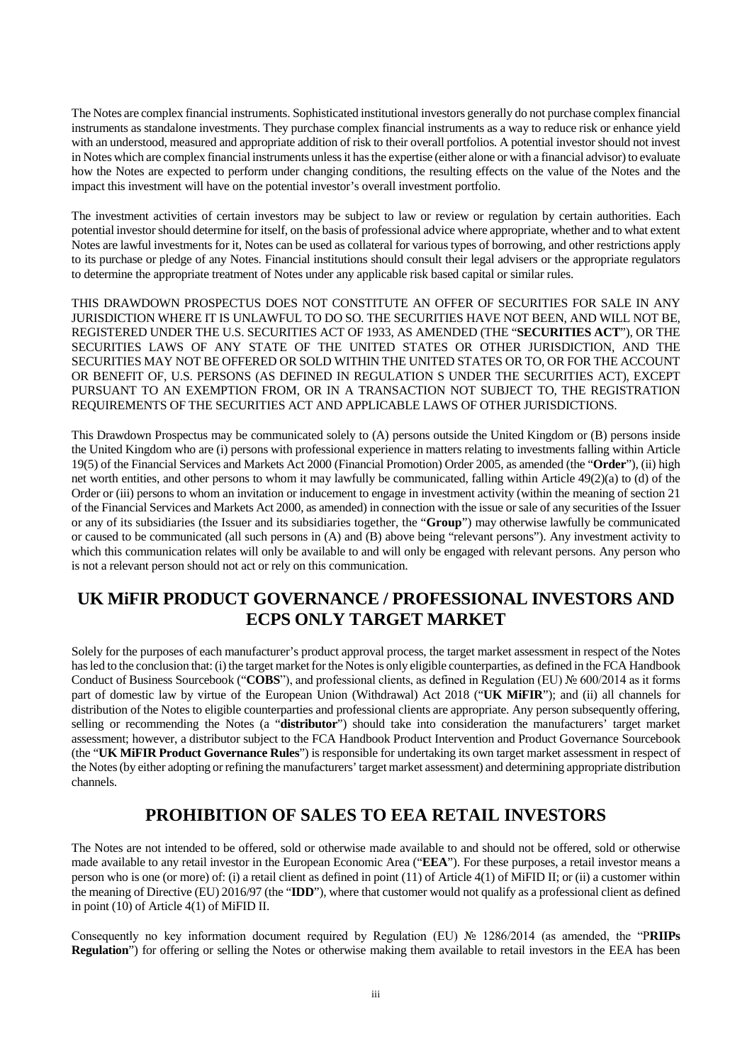The Notes are complex financial instruments. Sophisticated institutional investors generally do not purchase complex financial instruments as standalone investments. They purchase complex financial instruments as a way to reduce risk or enhance yield with an understood, measured and appropriate addition of risk to their overall portfolios. A potential investor should not invest in Notes which are complex financial instruments unless it has the expertise (either alone or with a financial advisor) to evaluate how the Notes are expected to perform under changing conditions, the resulting effects on the value of the Notes and the impact this investment will have on the potential investor's overall investment portfolio.

The investment activities of certain investors may be subject to law or review or regulation by certain authorities. Each potential investor should determine for itself, on the basis of professional advice where appropriate, whether and to what extent Notes are lawful investments for it, Notes can be used as collateral for various types of borrowing, and other restrictions apply to its purchase or pledge of any Notes. Financial institutions should consult their legal advisers or the appropriate regulators to determine the appropriate treatment of Notes under any applicable risk based capital or similar rules.

THIS DRAWDOWN PROSPECTUS DOES NOT CONSTITUTE AN OFFER OF SECURITIES FOR SALE IN ANY JURISDICTION WHERE IT IS UNLAWFUL TO DO SO. THE SECURITIES HAVE NOT BEEN, AND WILL NOT BE, REGISTERED UNDER THE U.S. SECURITIES ACT OF 1933, AS AMENDED (THE "**SECURITIES ACT**"), OR THE SECURITIES LAWS OF ANY STATE OF THE UNITED STATES OR OTHER JURISDICTION, AND THE SECURITIES MAY NOT BE OFFERED OR SOLD WITHIN THE UNITED STATES OR TO, OR FOR THE ACCOUNT OR BENEFIT OF, U.S. PERSONS (AS DEFINED IN REGULATION S UNDER THE SECURITIES ACT), EXCEPT PURSUANT TO AN EXEMPTION FROM, OR IN A TRANSACTION NOT SUBJECT TO, THE REGISTRATION REQUIREMENTS OF THE SECURITIES ACT AND APPLICABLE LAWS OF OTHER JURISDICTIONS.

This Drawdown Prospectus may be communicated solely to (A) persons outside the United Kingdom or (B) persons inside the United Kingdom who are (i) persons with professional experience in matters relating to investments falling within Article 19(5) of the Financial Services and Markets Act 2000 (Financial Promotion) Order 2005, as amended (the "**Order**"), (ii) high net worth entities, and other persons to whom it may lawfully be communicated, falling within Article 49(2)(a) to (d) of the Order or (iii) persons to whom an invitation or inducement to engage in investment activity (within the meaning of section 21 of the Financial Services and Markets Act 2000, as amended) in connection with the issue or sale of any securities of the Issuer or any of its subsidiaries (the Issuer and its subsidiaries together, the "**Group**") may otherwise lawfully be communicated or caused to be communicated (all such persons in (A) and (B) above being "relevant persons"). Any investment activity to which this communication relates will only be available to and will only be engaged with relevant persons. Any person who is not a relevant person should not act or rely on this communication.

## UK MiFIR PRODUCT GOVERNANCE / PROFESSIONAL INVESTORS AND ECPS ONLY TARGET MARKET

Solely for the purposes of each manufacturer's product approval process, the target market assessment in respect of the Notes has led to the conclusion that: (i) the target market for the Notes is only eligible counterparties, as defined in the FCA Handbook Conduct of Business Sourcebook ("**COBS**"), and professional clients, as defined in Regulation (EU) № 600/2014 as it forms part of domestic law by virtue of the European Union (Withdrawal) Act 2018 ("**UK MiFIR**"); and (ii) all channels for distribution of the Notes to eligible counterparties and professional clients are appropriate. Any person subsequently offering, selling or recommending the Notes (a "**distributor**") should take into consideration the manufacturers' target market assessment; however, a distributor subject to the FCA Handbook Product Intervention and Product Governance Sourcebook (the "**UK MiFIR Product Governance Rules**") is responsible for undertaking its own target market assessment in respect of the Notes (by either adopting or refining the manufacturers' target market assessment) and determining appropriate distribution channels.

## PROHIBITION OF SALES TO EEA RETAIL INVESTORS

The Notes are not intended to be offered, sold or otherwise made available to and should not be offered, sold or otherwise made available to any retail investor in the European Economic Area ("**EEA**"). For these purposes, a retail investor means a person who is one (or more) of: (i) a retail client as defined in point (11) of Article 4(1) of MiFID II; or (ii) a customer within the meaning of Directive (EU) 2016/97 (the "**IDD**"), where that customer would not qualify as a professional client as defined in point (10) of Article 4(1) of MiFID II.

Consequently no key information document required by Regulation (EU) № 1286/2014 (as amended, the "**PRIIPs Regulation**") for offering or selling the Notes or otherwise making them available to retail investors in the EEA has been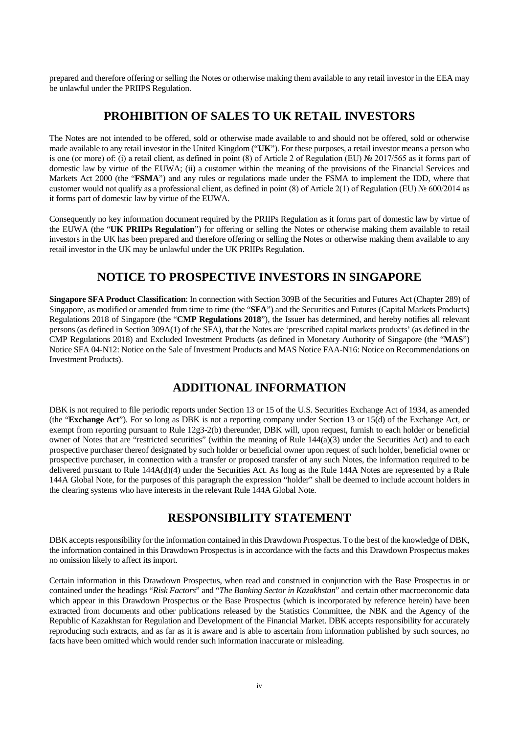prepared and therefore offering or selling the Notes or otherwise making them available to any retail investor in the EEA may be unlawful under the PRIIPS Regulation.

## PROHIBITION OF SALES TO UK RETAIL INVESTORS

The Notes are not intended to be offered, sold or otherwise made available to and should not be offered, sold or otherwise made available to any retail investor in the United Kingdom ("**UK**"). For these purposes, a retail investor means a person who is one (or more) of: (i) a retail client, as defined in point (8) of Article 2 of Regulation (EU) № 2017/565 as it forms part of domestic law by virtue of the EUWA; (ii) a customer within the meaning of the provisions of the Financial Services and Markets Act 2000 (the "**FSMA**") and any rules or regulations made under the FSMA to implement the IDD, where that customer would not qualify as a professional client, as defined in point (8) of Article 2(1) of Regulation (EU) № 600/2014 as it forms part of domestic law by virtue of the EUWA.

Consequently no key information document required by the PRIIPs Regulation as it forms part of domestic law by virtue of the EUWA (the "**UK PRIIPs Regulation**") for offering or selling the Notes or otherwise making them available to retail investors in the UK has been prepared and therefore offering or selling the Notes or otherwise making them available to any retail investor in the UK may be unlawful under the UK PRIIPs Regulation.

## NOTICE TO PROSPECTIVE INVESTORS IN SINGAPORE

**Singapore SFA Product Classification**: In connection with Section 309B of the Securities and Futures Act (Chapter 289) of Singapore, as modified or amended from time to time (the "**SFA**") and the Securities and Futures (Capital Markets Products) Regulations 2018 of Singapore (the "**CMP Regulations 2018**"), the Issuer has determined, and hereby notifies all relevant persons (as defined in Section 309A(1) of the SFA), that the Notes are 'prescribed capital markets products' (as defined in the CMP Regulations 2018) and Excluded Investment Products (as defined in Monetary Authority of Singapore (the "**MAS**") Notice SFA 04-N12: Notice on the Sale of Investment Products and MAS Notice FAA-N16: Notice on Recommendations on Investment Products).

## ADDITIONAL INFORMATION

DBK is not required to file periodic reports under Section 13 or 15 of the U.S. Securities Exchange Act of 1934, as amended (the "**Exchange Act**"). For so long as DBK is not a reporting company under Section 13 or 15(d) of the Exchange Act, or exempt from reporting pursuant to Rule 12g3-2(b) thereunder, DBK will, upon request, furnish to each holder or beneficial owner of Notes that are "restricted securities" (within the meaning of Rule 144(a)(3) under the Securities Act) and to each prospective purchaser thereof designated by such holder or beneficial owner upon request of such holder, beneficial owner or prospective purchaser, in connection with a transfer or proposed transfer of any such Notes, the information required to be delivered pursuant to Rule 144A(d)(4) under the Securities Act. As long as the Rule 144A Notes are represented by a Rule 144A Global Note, for the purposes of this paragraph the expression "holder" shall be deemed to include account holders in the clearing systems who have interests in the relevant Rule 144A Global Note.

## RESPONSIBILITY STATEMENT

DBK accepts responsibility for the information contained in this Drawdown Prospectus. To the best of the knowledge of DBK, the information contained in this Drawdown Prospectus is in accordance with the facts and this Drawdown Prospectus makes no omission likely to affect its import.

Certain information in this Drawdown Prospectus, when read and construed in conjunction with the Base Prospectus in or contained under the headings "*Risk Factors*" and "*The Banking Sector in Kazakhstan*" and certain other macroeconomic data which appear in this Drawdown Prospectus or the Base Prospectus (which is incorporated by reference herein) have been extracted from documents and other publications released by the Statistics Committee, the NBK and the Agency of the Republic of Kazakhstan for Regulation and Development of the Financial Market. DBK accepts responsibility for accurately reproducing such extracts, and as far as it is aware and is able to ascertain from information published by such sources, no facts have been omitted which would render such information inaccurate or misleading.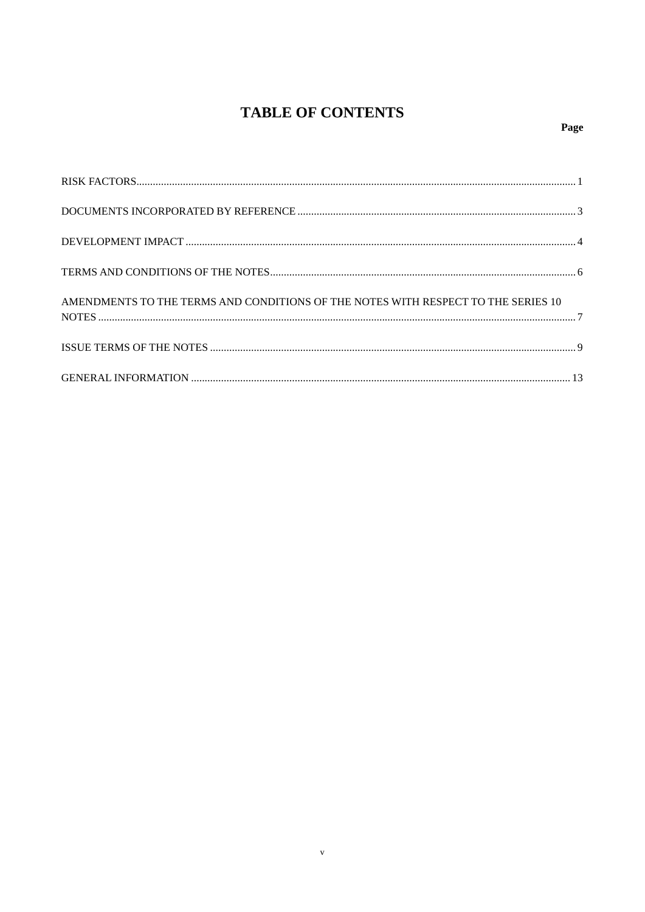# TABLE OF CONTENTS

| | Page |
|---|---|
| RISK FACTORS | 1 |
| DOCUMENTS INCORPORATED BY REFERENCE | 3 |
| DEVELOPMENT IMPACT | 4 |
| TERMS AND CONDITIONS OF THE NOTES | 6 |
| AMENDMENTS TO THE TERMS AND CONDITIONS OF THE NOTES WITH RESPECT TO THE SERIES 10 NOTES | 7 |
| ISSUE TERMS OF THE NOTES | 9 |
| GENERAL INFORMATION | 13 |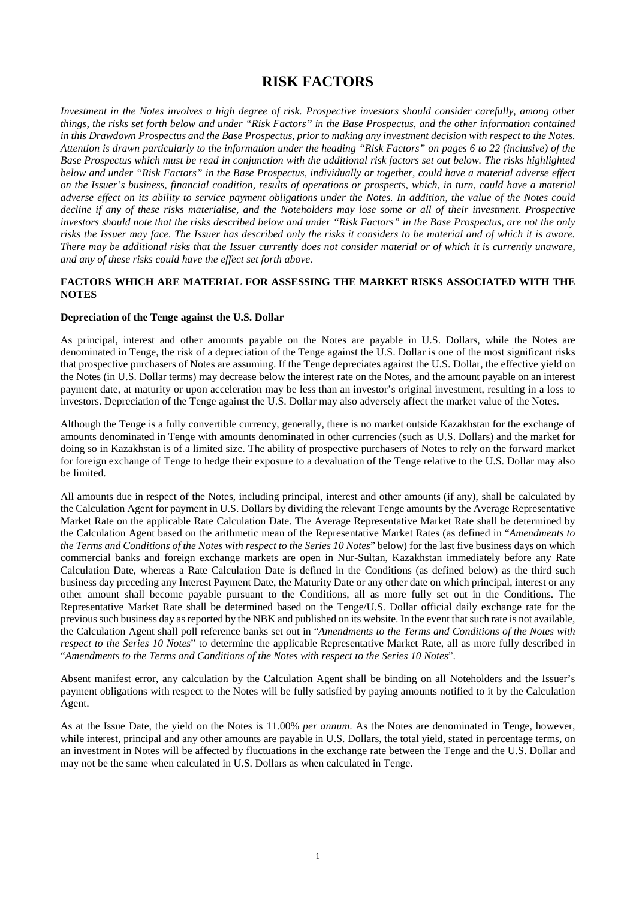# RISK FACTORS

*Investment in the Notes involves a high degree of risk. Prospective investors should consider carefully, among other things, the risks set forth below and under "Risk Factors" in the Base Prospectus, and the other information contained in this Drawdown Prospectus and the Base Prospectus, prior to making any investment decision with respect to the Notes. Attention is drawn particularly to the information under the heading "Risk Factors" on pages 6 to 22 (inclusive) of the Base Prospectus which must be read in conjunction with the additional risk factors set out below. The risks highlighted below and under "Risk Factors" in the Base Prospectus, individually or together, could have a material adverse effect on the Issuer's business, financial condition, results of operations or prospects, which, in turn, could have a material adverse effect on its ability to service payment obligations under the Notes. In addition, the value of the Notes could decline if any of these risks materialise, and the Noteholders may lose some or all of their investment. Prospective investors should note that the risks described below and under "Risk Factors" in the Base Prospectus, are not the only risks the Issuer may face. The Issuer has described only the risks it considers to be material and of which it is aware. There may be additional risks that the Issuer currently does not consider material or of which it is currently unaware, and any of these risks could have the effect set forth above.*

## FACTORS WHICH ARE MATERIAL FOR ASSESSING THE MARKET RISKS ASSOCIATED WITH THE NOTES

### Depreciation of the Tenge against the U.S. Dollar

As principal, interest and other amounts payable on the Notes are payable in U.S. Dollars, while the Notes are denominated in Tenge, the risk of a depreciation of the Tenge against the U.S. Dollar is one of the most significant risks that prospective purchasers of Notes are assuming. If the Tenge depreciates against the U.S. Dollar, the effective yield on the Notes (in U.S. Dollar terms) may decrease below the interest rate on the Notes, and the amount payable on an interest payment date, at maturity or upon acceleration may be less than an investor's original investment, resulting in a loss to investors. Depreciation of the Tenge against the U.S. Dollar may also adversely affect the market value of the Notes.

Although the Tenge is a fully convertible currency, generally, there is no market outside Kazakhstan for the exchange of amounts denominated in Tenge with amounts denominated in other currencies (such as U.S. Dollars) and the market for doing so in Kazakhstan is of a limited size. The ability of prospective purchasers of Notes to rely on the forward market for foreign exchange of Tenge to hedge their exposure to a devaluation of the Tenge relative to the U.S. Dollar may also be limited.

All amounts due in respect of the Notes, including principal, interest and other amounts (if any), shall be calculated by the Calculation Agent for payment in U.S. Dollars by dividing the relevant Tenge amounts by the Average Representative Market Rate on the applicable Rate Calculation Date. The Average Representative Market Rate shall be determined by the Calculation Agent based on the arithmetic mean of the Representative Market Rates (as defined in "*Amendments to the Terms and Conditions of the Notes with respect to the Series 10 Notes*" below) for the last five business days on which commercial banks and foreign exchange markets are open in Nur-Sultan, Kazakhstan immediately before any Rate Calculation Date, whereas a Rate Calculation Date is defined in the Conditions (as defined below) as the third such business day preceding any Interest Payment Date, the Maturity Date or any other date on which principal, interest or any other amount shall become payable pursuant to the Conditions, all as more fully set out in the Conditions. The Representative Market Rate shall be determined based on the Tenge/U.S. Dollar official daily exchange rate for the previous such business day as reported by the NBK and published on its website. In the event that such rate is not available, the Calculation Agent shall poll reference banks set out in "*Amendments to the Terms and Conditions of the Notes with respect to the Series 10 Notes*" to determine the applicable Representative Market Rate, all as more fully described in "*Amendments to the Terms and Conditions of the Notes with respect to the Series 10 Notes*".

Absent manifest error, any calculation by the Calculation Agent shall be binding on all Noteholders and the Issuer's payment obligations with respect to the Notes will be fully satisfied by paying amounts notified to it by the Calculation Agent.

As at the Issue Date, the yield on the Notes is 11.00% *per annum*. As the Notes are denominated in Tenge, however, while interest, principal and any other amounts are payable in U.S. Dollars, the total yield, stated in percentage terms, on an investment in Notes will be affected by fluctuations in the exchange rate between the Tenge and the U.S. Dollar and may not be the same when calculated in U.S. Dollars as when calculated in Tenge.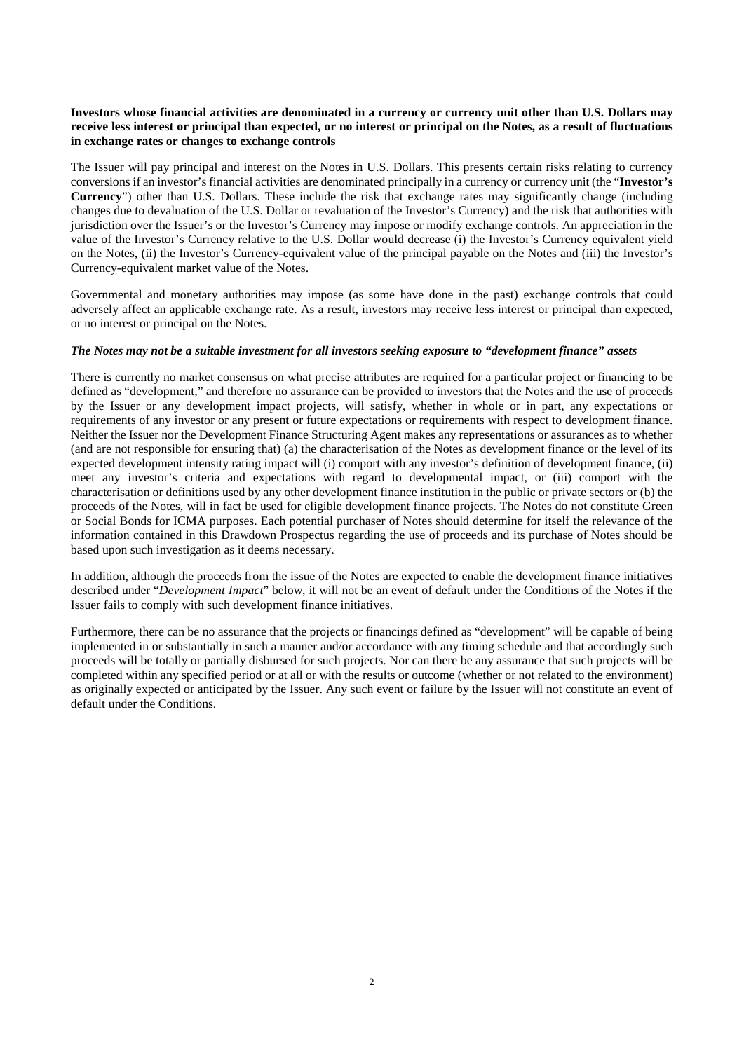**Investors whose financial activities are denominated in a currency or currency unit other than U.S. Dollars may receive less interest or principal than expected, or no interest or principal on the Notes, as a result of fluctuations in exchange rates or changes to exchange controls**

The Issuer will pay principal and interest on the Notes in U.S. Dollars. This presents certain risks relating to currency conversions if an investor's financial activities are denominated principally in a currency or currency unit (the "**Investor's Currency**") other than U.S. Dollars. These include the risk that exchange rates may significantly change (including changes due to devaluation of the U.S. Dollar or revaluation of the Investor's Currency) and the risk that authorities with jurisdiction over the Issuer's or the Investor's Currency may impose or modify exchange controls. An appreciation in the value of the Investor's Currency relative to the U.S. Dollar would decrease (i) the Investor's Currency equivalent yield on the Notes, (ii) the Investor's Currency-equivalent value of the principal payable on the Notes and (iii) the Investor's Currency-equivalent market value of the Notes.

Governmental and monetary authorities may impose (as some have done in the past) exchange controls that could adversely affect an applicable exchange rate. As a result, investors may receive less interest or principal than expected, or no interest or principal on the Notes.

***The Notes may not be a suitable investment for all investors seeking exposure to "development finance" assets***

There is currently no market consensus on what precise attributes are required for a particular project or financing to be defined as "development," and therefore no assurance can be provided to investors that the Notes and the use of proceeds by the Issuer or any development impact projects, will satisfy, whether in whole or in part, any expectations or requirements of any investor or any present or future expectations or requirements with respect to development finance. Neither the Issuer nor the Development Finance Structuring Agent makes any representations or assurances as to whether (and are not responsible for ensuring that) (a) the characterisation of the Notes as development finance or the level of its expected development intensity rating impact will (i) comport with any investor's definition of development finance, (ii) meet any investor's criteria and expectations with regard to developmental impact, or (iii) comport with the characterisation or definitions used by any other development finance institution in the public or private sectors or (b) the proceeds of the Notes, will in fact be used for eligible development finance projects. The Notes do not constitute Green or Social Bonds for ICMA purposes. Each potential purchaser of Notes should determine for itself the relevance of the information contained in this Drawdown Prospectus regarding the use of proceeds and its purchase of Notes should be based upon such investigation as it deems necessary.

In addition, although the proceeds from the issue of the Notes are expected to enable the development finance initiatives described under "*Development Impact*" below, it will not be an event of default under the Conditions of the Notes if the Issuer fails to comply with such development finance initiatives.

Furthermore, there can be no assurance that the projects or financings defined as "development" will be capable of being implemented in or substantially in such a manner and/or accordance with any timing schedule and that accordingly such proceeds will be totally or partially disbursed for such projects. Nor can there be any assurance that such projects will be completed within any specified period or at all or with the results or outcome (whether or not related to the environment) as originally expected or anticipated by the Issuer. Any such event or failure by the Issuer will not constitute an event of default under the Conditions.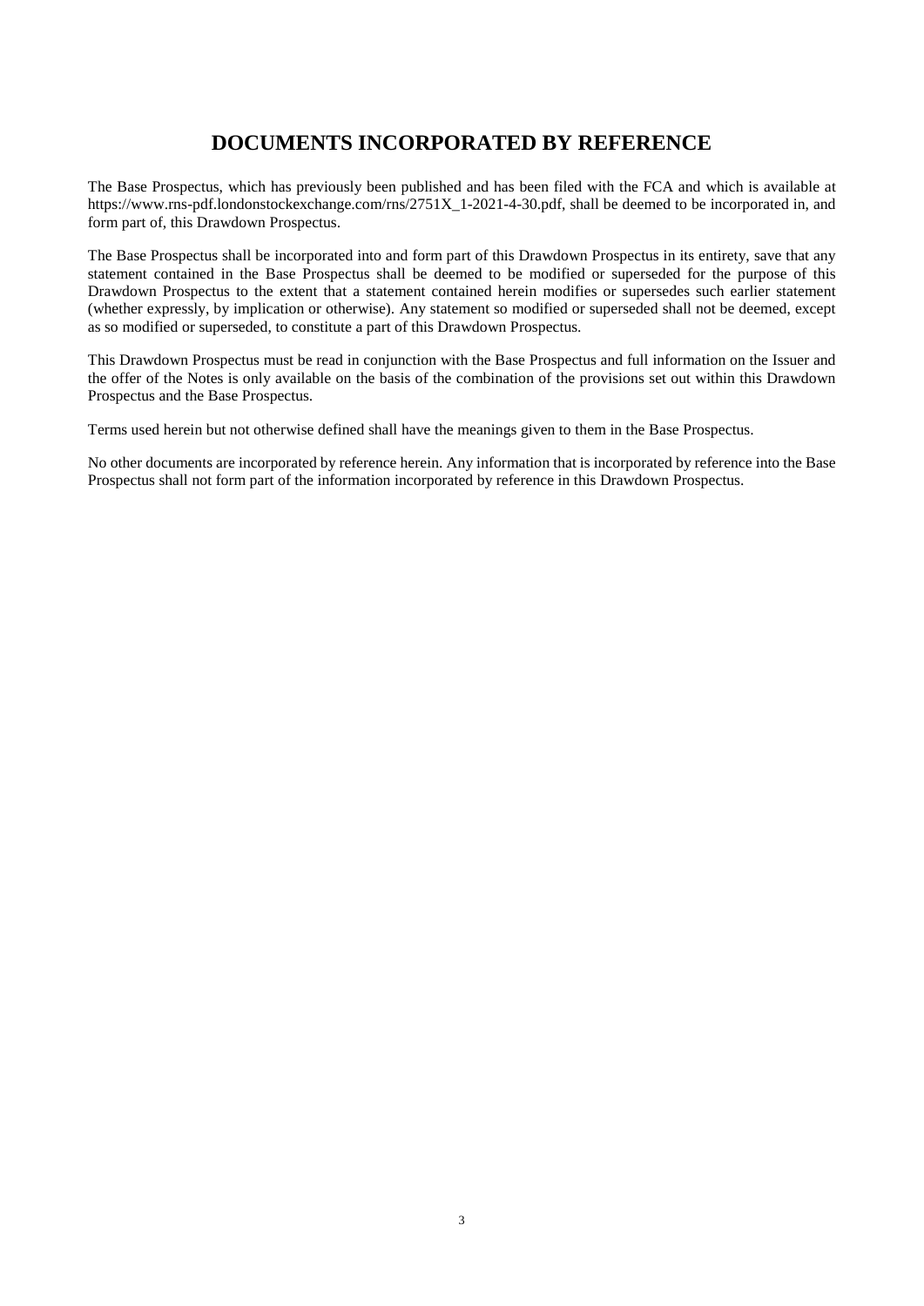# DOCUMENTS INCORPORATED BY REFERENCE

The Base Prospectus, which has previously been published and has been filed with the FCA and which is available at https://www.rns-pdf.londonstockexchange.com/rns/2751X_1-2021-4-30.pdf, shall be deemed to be incorporated in, and form part of, this Drawdown Prospectus.

The Base Prospectus shall be incorporated into and form part of this Drawdown Prospectus in its entirety, save that any statement contained in the Base Prospectus shall be deemed to be modified or superseded for the purpose of this Drawdown Prospectus to the extent that a statement contained herein modifies or supersedes such earlier statement (whether expressly, by implication or otherwise). Any statement so modified or superseded shall not be deemed, except as so modified or superseded, to constitute a part of this Drawdown Prospectus.

This Drawdown Prospectus must be read in conjunction with the Base Prospectus and full information on the Issuer and the offer of the Notes is only available on the basis of the combination of the provisions set out within this Drawdown Prospectus and the Base Prospectus.

Terms used herein but not otherwise defined shall have the meanings given to them in the Base Prospectus.

No other documents are incorporated by reference herein. Any information that is incorporated by reference into the Base Prospectus shall not form part of the information incorporated by reference in this Drawdown Prospectus.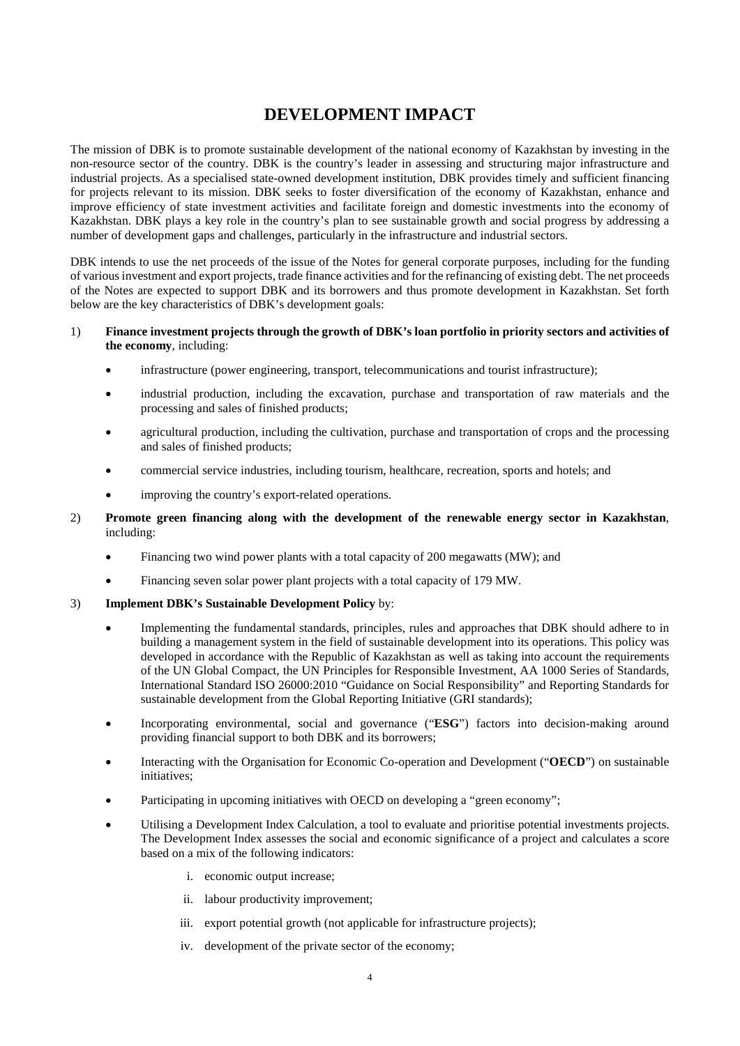# DEVELOPMENT IMPACT

The mission of DBK is to promote sustainable development of the national economy of Kazakhstan by investing in the non-resource sector of the country. DBK is the country's leader in assessing and structuring major infrastructure and industrial projects. As a specialised state-owned development institution, DBK provides timely and sufficient financing for projects relevant to its mission. DBK seeks to foster diversification of the economy of Kazakhstan, enhance and improve efficiency of state investment activities and facilitate foreign and domestic investments into the economy of Kazakhstan. DBK plays a key role in the country's plan to see sustainable growth and social progress by addressing a number of development gaps and challenges, particularly in the infrastructure and industrial sectors.

DBK intends to use the net proceeds of the issue of the Notes for general corporate purposes, including for the funding of various investment and export projects, trade finance activities and for the refinancing of existing debt. The net proceeds of the Notes are expected to support DBK and its borrowers and thus promote development in Kazakhstan. Set forth below are the key characteristics of DBK's development goals:

1) **Finance investment projects through the growth of DBK's loan portfolio in priority sectors and activities of the economy**, including:
   - infrastructure (power engineering, transport, telecommunications and tourist infrastructure);
   - industrial production, including the excavation, purchase and transportation of raw materials and the processing and sales of finished products;
   - agricultural production, including the cultivation, purchase and transportation of crops and the processing and sales of finished products;
   - commercial service industries, including tourism, healthcare, recreation, sports and hotels; and
   - improving the country's export-related operations.

2) **Promote green financing along with the development of the renewable energy sector in Kazakhstan**, including:
   - Financing two wind power plants with a total capacity of 200 megawatts (MW); and
   - Financing seven solar power plant projects with a total capacity of 179 MW.

3) **Implement DBK's Sustainable Development Policy** by:
   - Implementing the fundamental standards, principles, rules and approaches that DBK should adhere to in building a management system in the field of sustainable development into its operations. This policy was developed in accordance with the Republic of Kazakhstan as well as taking into account the requirements of the UN Global Compact, the UN Principles for Responsible Investment, AA 1000 Series of Standards, International Standard ISO 26000:2010 "Guidance on Social Responsibility" and Reporting Standards for sustainable development from the Global Reporting Initiative (GRI standards);
   - Incorporating environmental, social and governance ("**ESG**") factors into decision-making around providing financial support to both DBK and its borrowers;
   - Interacting with the Organisation for Economic Co-operation and Development ("**OECD**") on sustainable initiatives;
   - Participating in upcoming initiatives with OECD on developing a "green economy";
   - Utilising a Development Index Calculation, a tool to evaluate and prioritise potential investments projects. The Development Index assesses the social and economic significance of a project and calculates a score based on a mix of the following indicators:
     1. economic output increase;
     2. labour productivity improvement;
     3. export potential growth (not applicable for infrastructure projects);
     4. development of the private sector of the economy;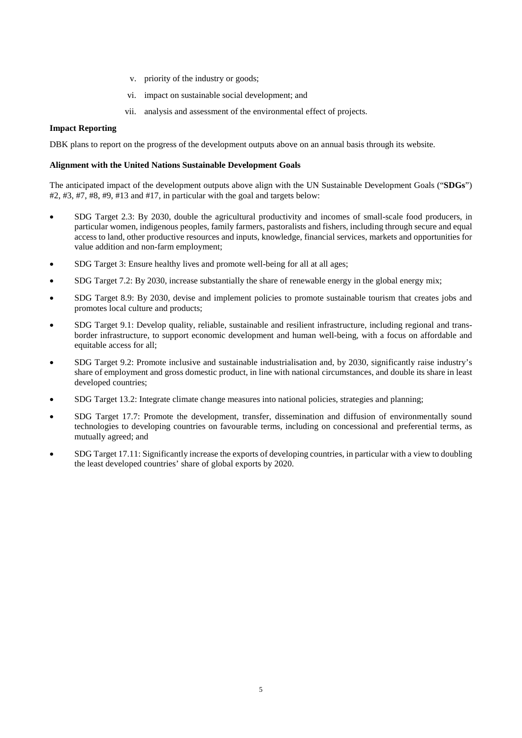v. priority of the industry or goods;

vi. impact on sustainable social development; and

vii. analysis and assessment of the environmental effect of projects.

**Impact Reporting**

DBK plans to report on the progress of the development outputs above on an annual basis through its website.

**Alignment with the United Nations Sustainable Development Goals**

The anticipated impact of the development outputs above align with the UN Sustainable Development Goals ("**SDGs**") #2, #3, #7, #8, #9, #13 and #17, in particular with the goal and targets below:

- SDG Target 2.3: By 2030, double the agricultural productivity and incomes of small-scale food producers, in particular women, indigenous peoples, family farmers, pastoralists and fishers, including through secure and equal access to land, other productive resources and inputs, knowledge, financial services, markets and opportunities for value addition and non-farm employment;
- SDG Target 3: Ensure healthy lives and promote well-being for all at all ages;
- SDG Target 7.2: By 2030, increase substantially the share of renewable energy in the global energy mix;
- SDG Target 8.9: By 2030, devise and implement policies to promote sustainable tourism that creates jobs and promotes local culture and products;
- SDG Target 9.1: Develop quality, reliable, sustainable and resilient infrastructure, including regional and trans-border infrastructure, to support economic development and human well-being, with a focus on affordable and equitable access for all;
- SDG Target 9.2: Promote inclusive and sustainable industrialisation and, by 2030, significantly raise industry's share of employment and gross domestic product, in line with national circumstances, and double its share in least developed countries;
- SDG Target 13.2: Integrate climate change measures into national policies, strategies and planning;
- SDG Target 17.7: Promote the development, transfer, dissemination and diffusion of environmentally sound technologies to developing countries on favourable terms, including on concessional and preferential terms, as mutually agreed; and
- SDG Target 17.11: Significantly increase the exports of developing countries, in particular with a view to doubling the least developed countries' share of global exports by 2020.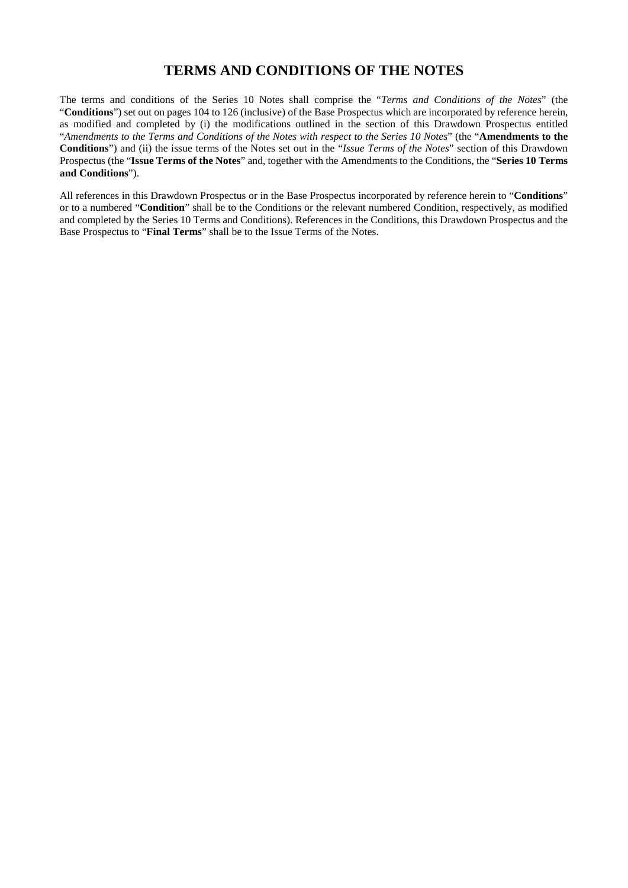# TERMS AND CONDITIONS OF THE NOTES

The terms and conditions of the Series 10 Notes shall comprise the "*Terms and Conditions of the Notes*" (the "**Conditions**") set out on pages 104 to 126 (inclusive) of the Base Prospectus which are incorporated by reference herein, as modified and completed by (i) the modifications outlined in the section of this Drawdown Prospectus entitled "*Amendments to the Terms and Conditions of the Notes with respect to the Series 10 Notes*" (the "**Amendments to the Conditions**") and (ii) the issue terms of the Notes set out in the "*Issue Terms of the Notes*" section of this Drawdown Prospectus (the "**Issue Terms of the Notes**" and, together with the Amendments to the Conditions, the "**Series 10 Terms and Conditions**").

All references in this Drawdown Prospectus or in the Base Prospectus incorporated by reference herein to "**Conditions**" or to a numbered "**Condition**" shall be to the Conditions or the relevant numbered Condition, respectively, as modified and completed by the Series 10 Terms and Conditions). References in the Conditions, this Drawdown Prospectus and the Base Prospectus to "**Final Terms**" shall be to the Issue Terms of the Notes.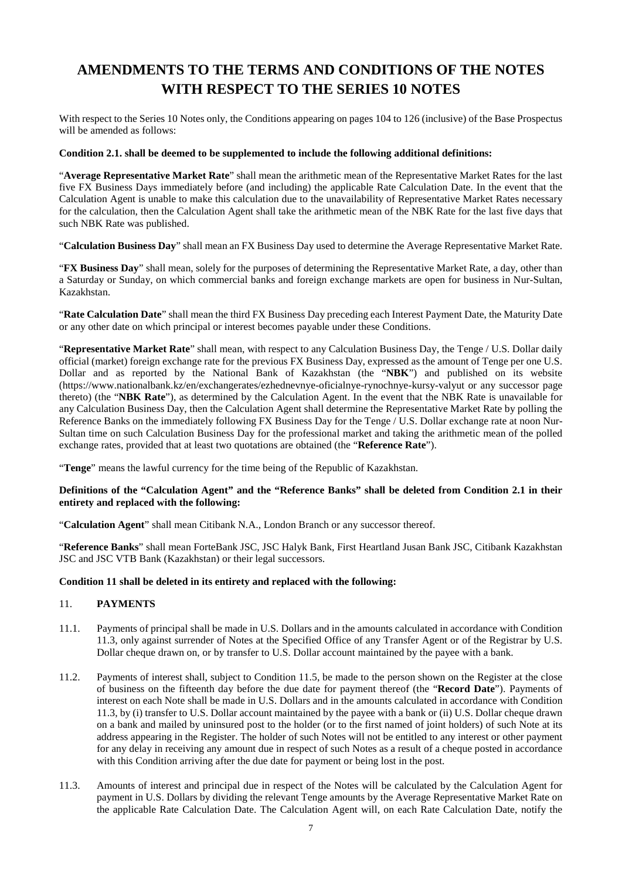# AMENDMENTS TO THE TERMS AND CONDITIONS OF THE NOTES WITH RESPECT TO THE SERIES 10 NOTES

With respect to the Series 10 Notes only, the Conditions appearing on pages 104 to 126 (inclusive) of the Base Prospectus will be amended as follows:

**Condition 2.1. shall be deemed to be supplemented to include the following additional definitions:**

"**Average Representative Market Rate**" shall mean the arithmetic mean of the Representative Market Rates for the last five FX Business Days immediately before (and including) the applicable Rate Calculation Date. In the event that the Calculation Agent is unable to make this calculation due to the unavailability of Representative Market Rates necessary for the calculation, then the Calculation Agent shall take the arithmetic mean of the NBK Rate for the last five days that such NBK Rate was published.

"**Calculation Business Day**" shall mean an FX Business Day used to determine the Average Representative Market Rate.

"**FX Business Day**" shall mean, solely for the purposes of determining the Representative Market Rate, a day, other than a Saturday or Sunday, on which commercial banks and foreign exchange markets are open for business in Nur-Sultan, Kazakhstan.

"**Rate Calculation Date**" shall mean the third FX Business Day preceding each Interest Payment Date, the Maturity Date or any other date on which principal or interest becomes payable under these Conditions.

"**Representative Market Rate**" shall mean, with respect to any Calculation Business Day, the Tenge / U.S. Dollar daily official (market) foreign exchange rate for the previous FX Business Day, expressed as the amount of Tenge per one U.S. Dollar and as reported by the National Bank of Kazakhstan (the "**NBK**") and published on its website (https://www.nationalbank.kz/en/exchangerates/ezhednevnye-oficialnye-rynochnye-kursy-valyut or any successor page thereto) (the "**NBK Rate**"), as determined by the Calculation Agent. In the event that the NBK Rate is unavailable for any Calculation Business Day, then the Calculation Agent shall determine the Representative Market Rate by polling the Reference Banks on the immediately following FX Business Day for the Tenge / U.S. Dollar exchange rate at noon Nur-Sultan time on such Calculation Business Day for the professional market and taking the arithmetic mean of the polled exchange rates, provided that at least two quotations are obtained (the "**Reference Rate**").

"**Tenge**" means the lawful currency for the time being of the Republic of Kazakhstan.

**Definitions of the "Calculation Agent" and the "Reference Banks" shall be deleted from Condition 2.1 in their entirety and replaced with the following:**

"**Calculation Agent**" shall mean Citibank N.A., London Branch or any successor thereof.

"**Reference Banks**" shall mean ForteBank JSC, JSC Halyk Bank, First Heartland Jusan Bank JSC, Citibank Kazakhstan JSC and JSC VTB Bank (Kazakhstan) or their legal successors.

**Condition 11 shall be deleted in its entirety and replaced with the following:**

11. **PAYMENTS**

11.1. Payments of principal shall be made in U.S. Dollars and in the amounts calculated in accordance with Condition 11.3, only against surrender of Notes at the Specified Office of any Transfer Agent or of the Registrar by U.S. Dollar cheque drawn on, or by transfer to U.S. Dollar account maintained by the payee with a bank.

11.2. Payments of interest shall, subject to Condition 11.5, be made to the person shown on the Register at the close of business on the fifteenth day before the due date for payment thereof (the "**Record Date**"). Payments of interest on each Note shall be made in U.S. Dollars and in the amounts calculated in accordance with Condition 11.3, by (i) transfer to U.S. Dollar account maintained by the payee with a bank or (ii) U.S. Dollar cheque drawn on a bank and mailed by uninsured post to the holder (or to the first named of joint holders) of such Note at its address appearing in the Register. The holder of such Notes will not be entitled to any interest or other payment for any delay in receiving any amount due in respect of such Notes as a result of a cheque posted in accordance with this Condition arriving after the due date for payment or being lost in the post.

11.3. Amounts of interest and principal due in respect of the Notes will be calculated by the Calculation Agent for payment in U.S. Dollars by dividing the relevant Tenge amounts by the Average Representative Market Rate on the applicable Rate Calculation Date. The Calculation Agent will, on each Rate Calculation Date, notify the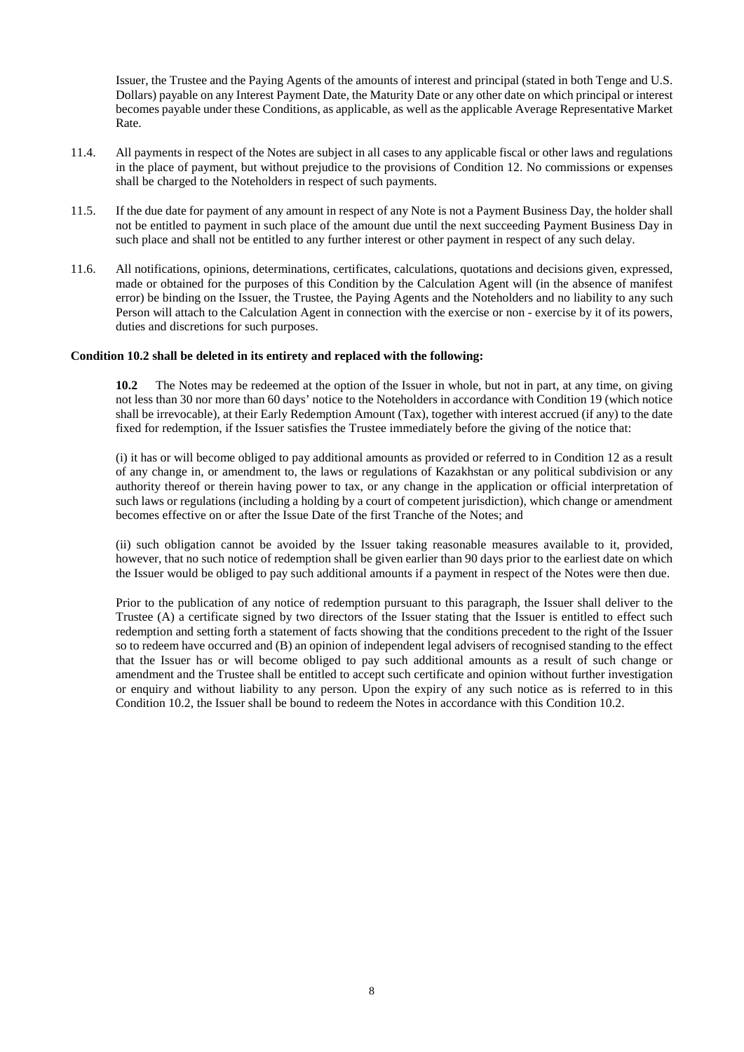Issuer, the Trustee and the Paying Agents of the amounts of interest and principal (stated in both Tenge and U.S. Dollars) payable on any Interest Payment Date, the Maturity Date or any other date on which principal or interest becomes payable under these Conditions, as applicable, as well as the applicable Average Representative Market Rate.

11.4. All payments in respect of the Notes are subject in all cases to any applicable fiscal or other laws and regulations in the place of payment, but without prejudice to the provisions of Condition 12. No commissions or expenses shall be charged to the Noteholders in respect of such payments.

11.5. If the due date for payment of any amount in respect of any Note is not a Payment Business Day, the holder shall not be entitled to payment in such place of the amount due until the next succeeding Payment Business Day in such place and shall not be entitled to any further interest or other payment in respect of any such delay.

11.6. All notifications, opinions, determinations, certificates, calculations, quotations and decisions given, expressed, made or obtained for the purposes of this Condition by the Calculation Agent will (in the absence of manifest error) be binding on the Issuer, the Trustee, the Paying Agents and the Noteholders and no liability to any such Person will attach to the Calculation Agent in connection with the exercise or non - exercise by it of its powers, duties and discretions for such purposes.

**Condition 10.2 shall be deleted in its entirety and replaced with the following:**

**10.2** The Notes may be redeemed at the option of the Issuer in whole, but not in part, at any time, on giving not less than 30 nor more than 60 days' notice to the Noteholders in accordance with Condition 19 (which notice shall be irrevocable), at their Early Redemption Amount (Tax), together with interest accrued (if any) to the date fixed for redemption, if the Issuer satisfies the Trustee immediately before the giving of the notice that:

(i) it has or will become obliged to pay additional amounts as provided or referred to in Condition 12 as a result of any change in, or amendment to, the laws or regulations of Kazakhstan or any political subdivision or any authority thereof or therein having power to tax, or any change in the application or official interpretation of such laws or regulations (including a holding by a court of competent jurisdiction), which change or amendment becomes effective on or after the Issue Date of the first Tranche of the Notes; and

(ii) such obligation cannot be avoided by the Issuer taking reasonable measures available to it, provided, however, that no such notice of redemption shall be given earlier than 90 days prior to the earliest date on which the Issuer would be obliged to pay such additional amounts if a payment in respect of the Notes were then due.

Prior to the publication of any notice of redemption pursuant to this paragraph, the Issuer shall deliver to the Trustee (A) a certificate signed by two directors of the Issuer stating that the Issuer is entitled to effect such redemption and setting forth a statement of facts showing that the conditions precedent to the right of the Issuer so to redeem have occurred and (B) an opinion of independent legal advisers of recognised standing to the effect that the Issuer has or will become obliged to pay such additional amounts as a result of such change or amendment and the Trustee shall be entitled to accept such certificate and opinion without further investigation or enquiry and without liability to any person. Upon the expiry of any such notice as is referred to in this Condition 10.2, the Issuer shall be bound to redeem the Notes in accordance with this Condition 10.2.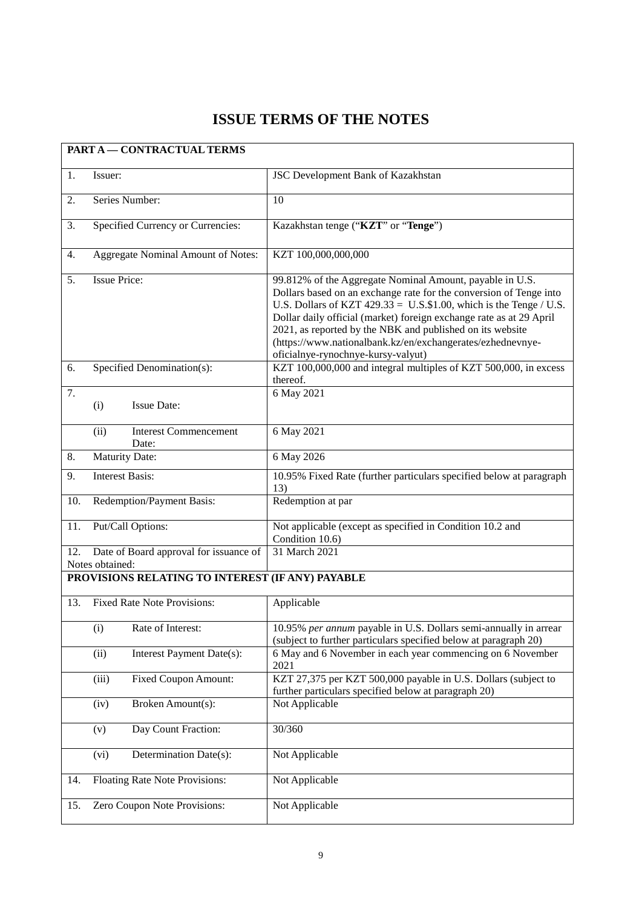# ISSUE TERMS OF THE NOTES

| **PART A — CONTRACTUAL TERMS** | |
|---|---|
| 1. Issuer: | JSC Development Bank of Kazakhstan |
| 2. Series Number: | 10 |
| 3. Specified Currency or Currencies: | Kazakhstan tenge ("**KZT**" or "**Tenge**") |
| 4. Aggregate Nominal Amount of Notes: | KZT 100,000,000,000 |
| 5. Issue Price: | 99.812% of the Aggregate Nominal Amount, payable in U.S. Dollars based on an exchange rate for the conversion of Tenge into U.S. Dollars of KZT 429.33 = U.S.$1.00, which is the Tenge / U.S. Dollar daily official (market) foreign exchange rate as at 29 April 2021, as reported by the NBK and published on its website (https://www.nationalbank.kz/en/exchangerates/ezhednevnye-oficialnye-rynochnye-kursy-valyut) |
| 6. Specified Denomination(s): | KZT 100,000,000 and integral multiples of KZT 500,000, in excess thereof. |
| 7. (i) Issue Date: | 6 May 2021 |
| (ii) Interest Commencement Date: | 6 May 2021 |
| 8. Maturity Date: | 6 May 2026 |
| 9. Interest Basis: | 10.95% Fixed Rate (further particulars specified below at paragraph 13) |
| 10. Redemption/Payment Basis: | Redemption at par |
| 11. Put/Call Options: | Not applicable (except as specified in Condition 10.2 and Condition 10.6) |
| 12. Date of Board approval for issuance of Notes obtained: | 31 March 2021 |
| **PROVISIONS RELATING TO INTEREST (IF ANY) PAYABLE** | |
| 13. Fixed Rate Note Provisions: | Applicable |
| (i) Rate of Interest: | 10.95% *per annum* payable in U.S. Dollars semi-annually in arrear (subject to further particulars specified below at paragraph 20) |
| (ii) Interest Payment Date(s): | 6 May and 6 November in each year commencing on 6 November 2021 |
| (iii) Fixed Coupon Amount: | KZT 27,375 per KZT 500,000 payable in U.S. Dollars (subject to further particulars specified below at paragraph 20) |
| (iv) Broken Amount(s): | Not Applicable |
| (v) Day Count Fraction: | 30/360 |
| (vi) Determination Date(s): | Not Applicable |
| 14. Floating Rate Note Provisions: | Not Applicable |
| 15. Zero Coupon Note Provisions: | Not Applicable |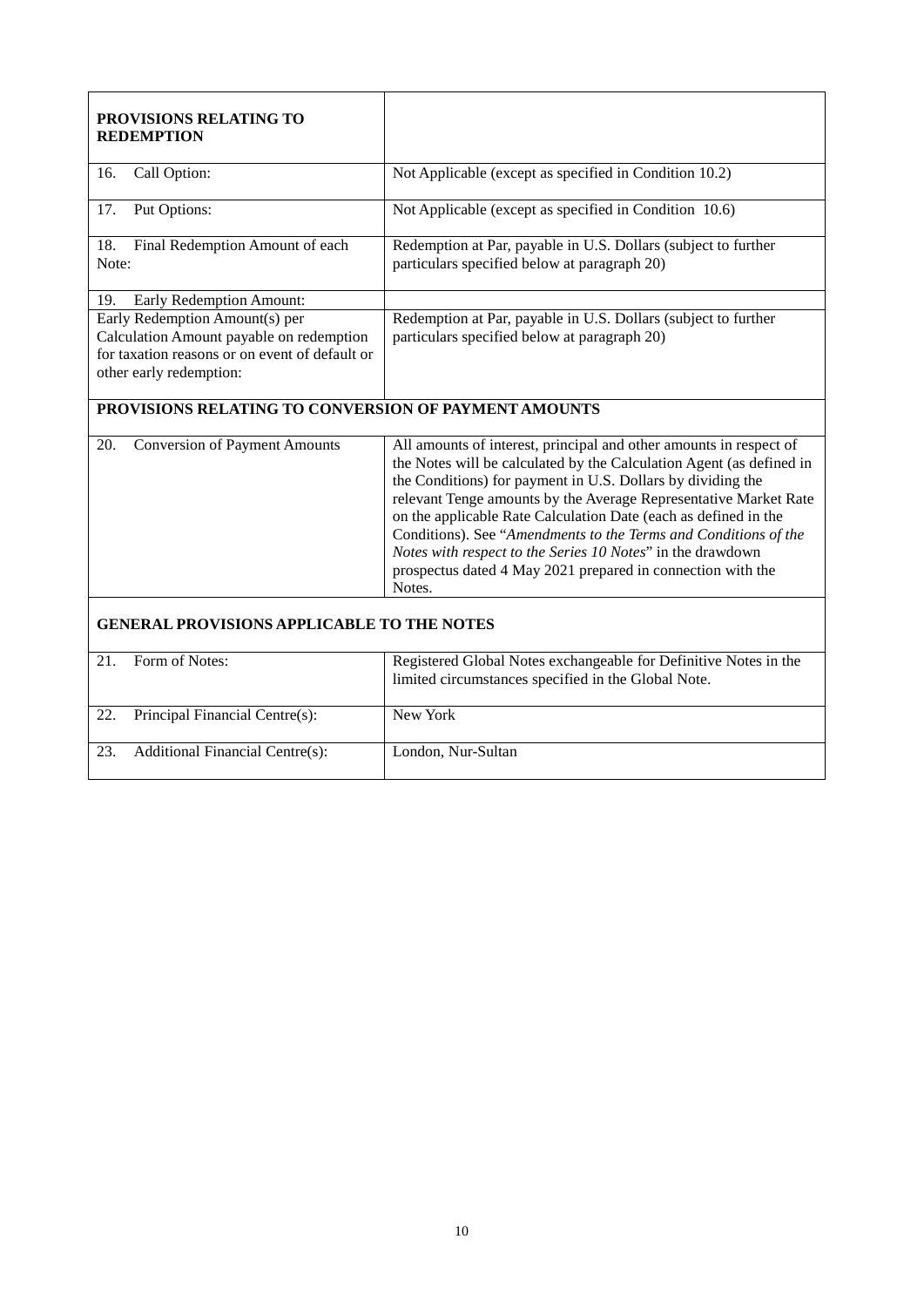| **PROVISIONS RELATING TO REDEMPTION** | |
|---|---|
| 16. Call Option: | Not Applicable (except as specified in Condition 10.2) |
| 17. Put Options: | Not Applicable (except as specified in Condition 10.6) |
| 18. Final Redemption Amount of each Note: | Redemption at Par, payable in U.S. Dollars (subject to further particulars specified below at paragraph 20) |
| 19. Early Redemption Amount: | |
| Early Redemption Amount(s) per Calculation Amount payable on redemption for taxation reasons or on event of default or other early redemption: | Redemption at Par, payable in U.S. Dollars (subject to further particulars specified below at paragraph 20) |
| **PROVISIONS RELATING TO CONVERSION OF PAYMENT AMOUNTS** | |
| 20. Conversion of Payment Amounts | All amounts of interest, principal and other amounts in respect of the Notes will be calculated by the Calculation Agent (as defined in the Conditions) for payment in U.S. Dollars by dividing the relevant Tenge amounts by the Average Representative Market Rate on the applicable Rate Calculation Date (each as defined in the Conditions). See "*Amendments to the Terms and Conditions of the Notes with respect to the Series 10 Notes*" in the drawdown prospectus dated 4 May 2021 prepared in connection with the Notes. |
| **GENERAL PROVISIONS APPLICABLE TO THE NOTES** | |
| 21. Form of Notes: | Registered Global Notes exchangeable for Definitive Notes in the limited circumstances specified in the Global Note. |
| 22. Principal Financial Centre(s): | New York |
| 23. Additional Financial Centre(s): | London, Nur-Sultan |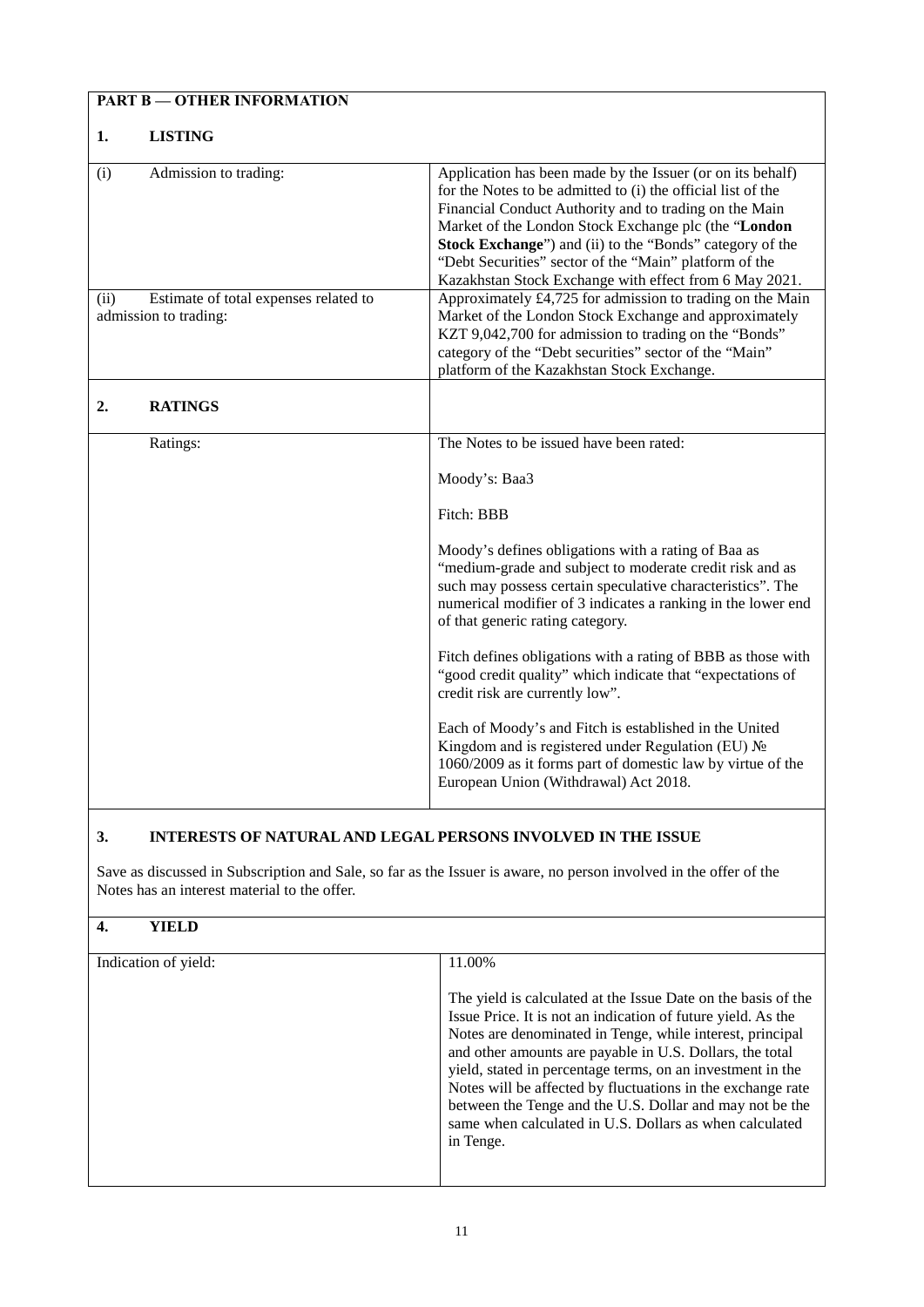## PART B — OTHER INFORMATION

### 1. LISTING

| | |
|---|---|
| (i) Admission to trading: | Application has been made by the Issuer (or on its behalf) for the Notes to be admitted to (i) the official list of the Financial Conduct Authority and to trading on the Main Market of the London Stock Exchange plc (the "**London Stock Exchange**") and (ii) to the "Bonds" category of the "Debt Securities" sector of the "Main" platform of the Kazakhstan Stock Exchange with effect from 6 May 2021. |
| (ii) Estimate of total expenses related to admission to trading: | Approximately £4,725 for admission to trading on the Main Market of the London Stock Exchange and approximately KZT 9,042,700 for admission to trading on the "Bonds" category of the "Debt securities" sector of the "Main" platform of the Kazakhstan Stock Exchange. |

### 2. RATINGS

| | |
|---|---|
| Ratings: | The Notes to be issued have been rated:<br><br>Moody's: Baa3<br><br>Fitch: BBB<br><br>Moody's defines obligations with a rating of Baa as "medium-grade and subject to moderate credit risk and as such may possess certain speculative characteristics". The numerical modifier of 3 indicates a ranking in the lower end of that generic rating category.<br><br>Fitch defines obligations with a rating of BBB as those with "good credit quality" which indicate that "expectations of credit risk are currently low".<br><br>Each of Moody's and Fitch is established in the United Kingdom and is registered under Regulation (EU) № 1060/2009 as it forms part of domestic law by virtue of the European Union (Withdrawal) Act 2018. |

### 3. INTERESTS OF NATURAL AND LEGAL PERSONS INVOLVED IN THE ISSUE

Save as discussed in Subscription and Sale, so far as the Issuer is aware, no person involved in the offer of the Notes has an interest material to the offer.

### 4. YIELD

| | |
|---|---|
| Indication of yield: | 11.00%<br><br>The yield is calculated at the Issue Date on the basis of the Issue Price. It is not an indication of future yield. As the Notes are denominated in Tenge, while interest, principal and other amounts are payable in U.S. Dollars, the total yield, stated in percentage terms, on an investment in the Notes will be affected by fluctuations in the exchange rate between the Tenge and the U.S. Dollar and may not be the same when calculated in U.S. Dollars as when calculated in Tenge. |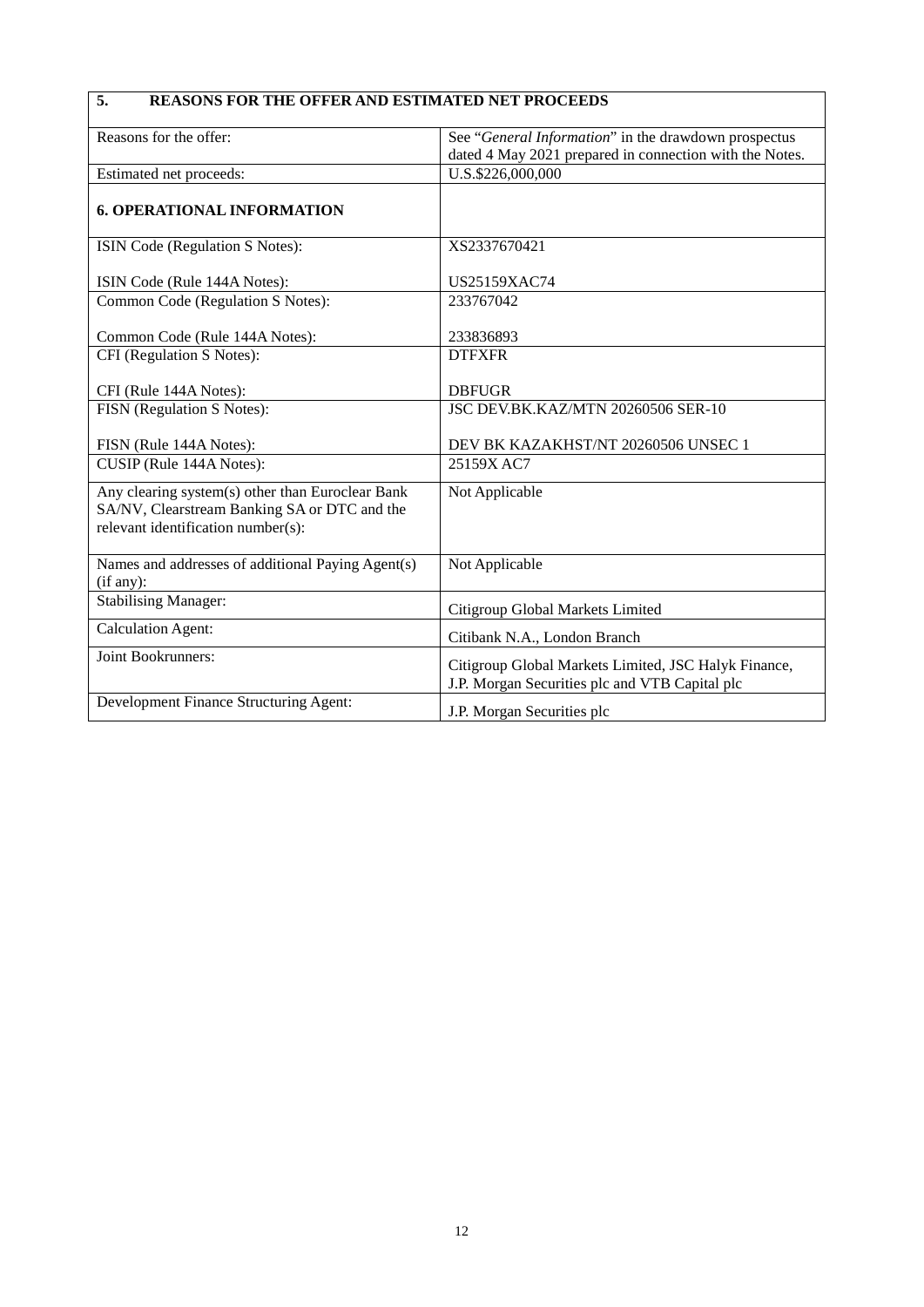## 5. REASONS FOR THE OFFER AND ESTIMATED NET PROCEEDS

| | |
|---|---|
| Reasons for the offer: | See "*General Information*" in the drawdown prospectus dated 4 May 2021 prepared in connection with the Notes. |
| Estimated net proceeds: | U.S.$226,000,000 |

## 6. OPERATIONAL INFORMATION

| | |
|---|---|
| ISIN Code (Regulation S Notes):<br><br>ISIN Code (Rule 144A Notes): | XS2337670421<br><br>US25159XAC74 |
| Common Code (Regulation S Notes):<br><br>Common Code (Rule 144A Notes): | 233767042<br><br>233836893 |
| CFI (Regulation S Notes):<br><br>CFI (Rule 144A Notes): | DTFXFR<br><br>DBFUGR |
| FISN (Regulation S Notes):<br><br>FISN (Rule 144A Notes): | JSC DEV.BK.KAZ/MTN 20260506 SER-10<br><br>DEV BK KAZAKHST/NT 20260506 UNSEC 1 |
| CUSIP (Rule 144A Notes): | 25159X AC7 |
| Any clearing system(s) other than Euroclear Bank SA/NV, Clearstream Banking SA or DTC and the relevant identification number(s): | Not Applicable |
| Names and addresses of additional Paying Agent(s) (if any): | Not Applicable |
| Stabilising Manager: | Citigroup Global Markets Limited |
| Calculation Agent: | Citibank N.A., London Branch |
| Joint Bookrunners: | Citigroup Global Markets Limited, JSC Halyk Finance, J.P. Morgan Securities plc and VTB Capital plc |
| Development Finance Structuring Agent: | J.P. Morgan Securities plc |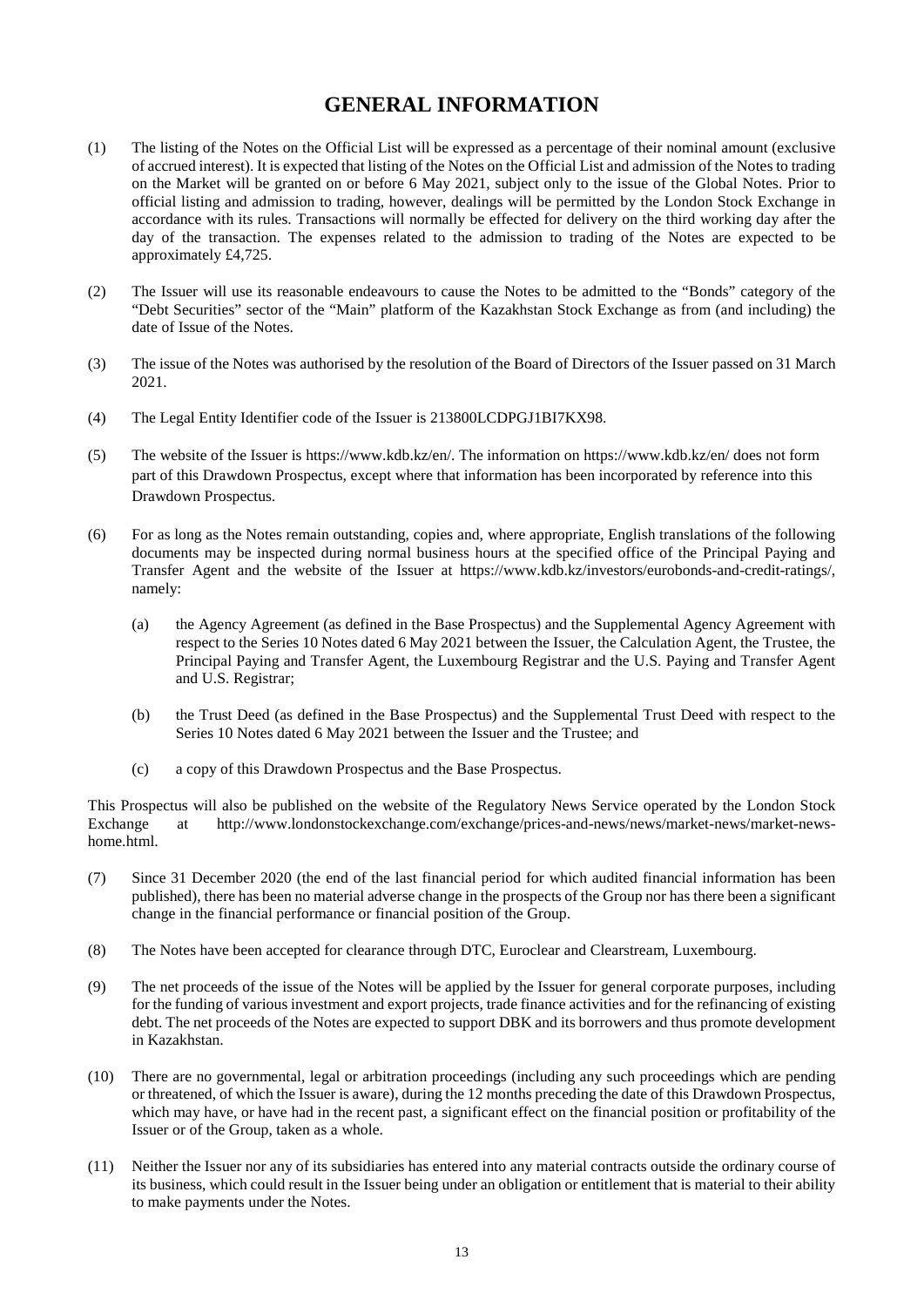# GENERAL INFORMATION

(1) The listing of the Notes on the Official List will be expressed as a percentage of their nominal amount (exclusive of accrued interest). It is expected that listing of the Notes on the Official List and admission of the Notes to trading on the Market will be granted on or before 6 May 2021, subject only to the issue of the Global Notes. Prior to official listing and admission to trading, however, dealings will be permitted by the London Stock Exchange in accordance with its rules. Transactions will normally be effected for delivery on the third working day after the day of the transaction. The expenses related to the admission to trading of the Notes are expected to be approximately £4,725.

(2) The Issuer will use its reasonable endeavours to cause the Notes to be admitted to the "Bonds" category of the "Debt Securities" sector of the "Main" platform of the Kazakhstan Stock Exchange as from (and including) the date of Issue of the Notes.

(3) The issue of the Notes was authorised by the resolution of the Board of Directors of the Issuer passed on 31 March 2021.

(4) The Legal Entity Identifier code of the Issuer is 213800LCDPGJ1BI7KX98.

(5) The website of the Issuer is https://www.kdb.kz/en/. The information on https://www.kdb.kz/en/ does not form part of this Drawdown Prospectus, except where that information has been incorporated by reference into this Drawdown Prospectus.

(6) For as long as the Notes remain outstanding, copies and, where appropriate, English translations of the following documents may be inspected during normal business hours at the specified office of the Principal Paying and Transfer Agent and the website of the Issuer at https://www.kdb.kz/investors/eurobonds-and-credit-ratings/, namely:

   (a) the Agency Agreement (as defined in the Base Prospectus) and the Supplemental Agency Agreement with respect to the Series 10 Notes dated 6 May 2021 between the Issuer, the Calculation Agent, the Trustee, the Principal Paying and Transfer Agent, the Luxembourg Registrar and the U.S. Paying and Transfer Agent and U.S. Registrar;

   (b) the Trust Deed (as defined in the Base Prospectus) and the Supplemental Trust Deed with respect to the Series 10 Notes dated 6 May 2021 between the Issuer and the Trustee; and

   (c) a copy of this Drawdown Prospectus and the Base Prospectus.

This Prospectus will also be published on the website of the Regulatory News Service operated by the London Stock Exchange at http://www.londonstockexchange.com/exchange/prices-and-news/news/market-news/market-news-home.html.

(7) Since 31 December 2020 (the end of the last financial period for which audited financial information has been published), there has been no material adverse change in the prospects of the Group nor has there been a significant change in the financial performance or financial position of the Group.

(8) The Notes have been accepted for clearance through DTC, Euroclear and Clearstream, Luxembourg.

(9) The net proceeds of the issue of the Notes will be applied by the Issuer for general corporate purposes, including for the funding of various investment and export projects, trade finance activities and for the refinancing of existing debt. The net proceeds of the Notes are expected to support DBK and its borrowers and thus promote development in Kazakhstan.

(10) There are no governmental, legal or arbitration proceedings (including any such proceedings which are pending or threatened, of which the Issuer is aware), during the 12 months preceding the date of this Drawdown Prospectus, which may have, or have had in the recent past, a significant effect on the financial position or profitability of the Issuer or of the Group, taken as a whole.

(11) Neither the Issuer nor any of its subsidiaries has entered into any material contracts outside the ordinary course of its business, which could result in the Issuer being under an obligation or entitlement that is material to their ability to make payments under the Notes.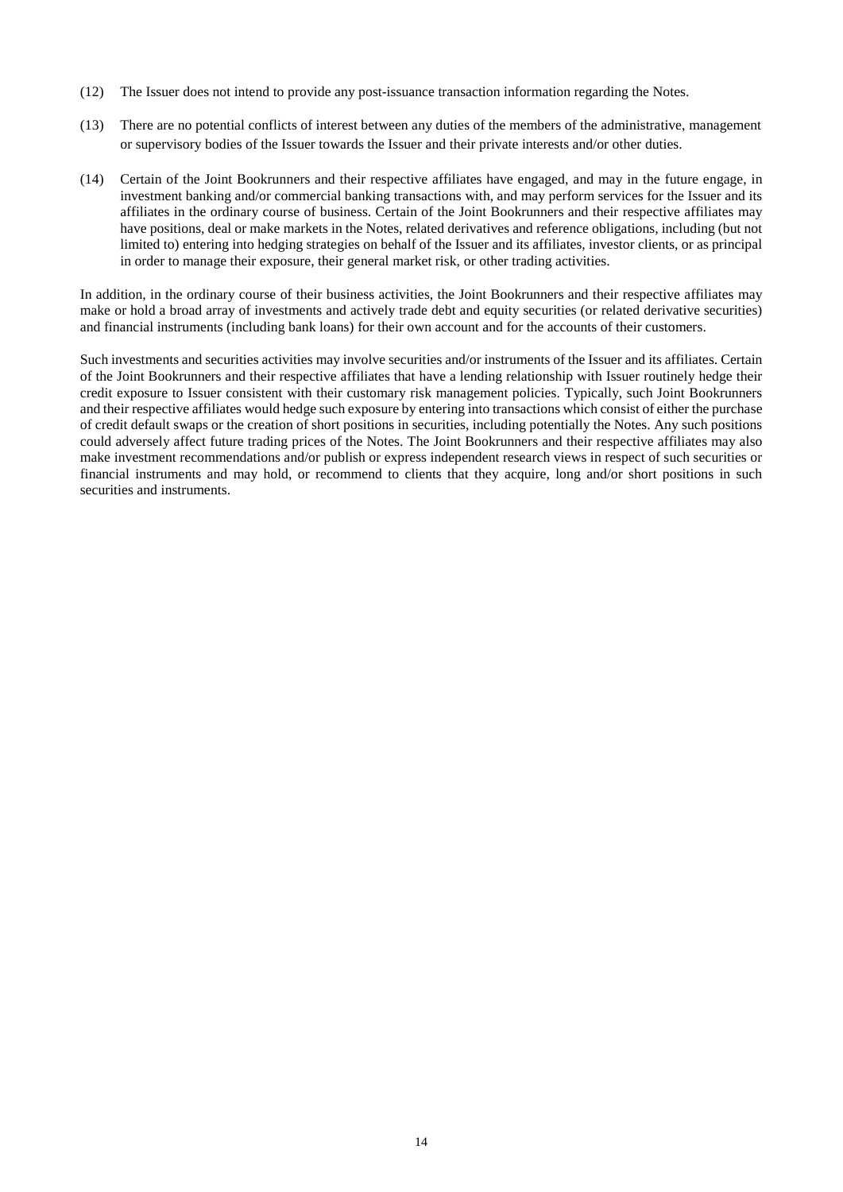(12) The Issuer does not intend to provide any post-issuance transaction information regarding the Notes.

(13) There are no potential conflicts of interest between any duties of the members of the administrative, management or supervisory bodies of the Issuer towards the Issuer and their private interests and/or other duties.

(14) Certain of the Joint Bookrunners and their respective affiliates have engaged, and may in the future engage, in investment banking and/or commercial banking transactions with, and may perform services for the Issuer and its affiliates in the ordinary course of business. Certain of the Joint Bookrunners and their respective affiliates may have positions, deal or make markets in the Notes, related derivatives and reference obligations, including (but not limited to) entering into hedging strategies on behalf of the Issuer and its affiliates, investor clients, or as principal in order to manage their exposure, their general market risk, or other trading activities.

In addition, in the ordinary course of their business activities, the Joint Bookrunners and their respective affiliates may make or hold a broad array of investments and actively trade debt and equity securities (or related derivative securities) and financial instruments (including bank loans) for their own account and for the accounts of their customers.

Such investments and securities activities may involve securities and/or instruments of the Issuer and its affiliates. Certain of the Joint Bookrunners and their respective affiliates that have a lending relationship with Issuer routinely hedge their credit exposure to Issuer consistent with their customary risk management policies. Typically, such Joint Bookrunners and their respective affiliates would hedge such exposure by entering into transactions which consist of either the purchase of credit default swaps or the creation of short positions in securities, including potentially the Notes. Any such positions could adversely affect future trading prices of the Notes. The Joint Bookrunners and their respective affiliates may also make investment recommendations and/or publish or express independent research views in respect of such securities or financial instruments and may hold, or recommend to clients that they acquire, long and/or short positions in such securities and instruments.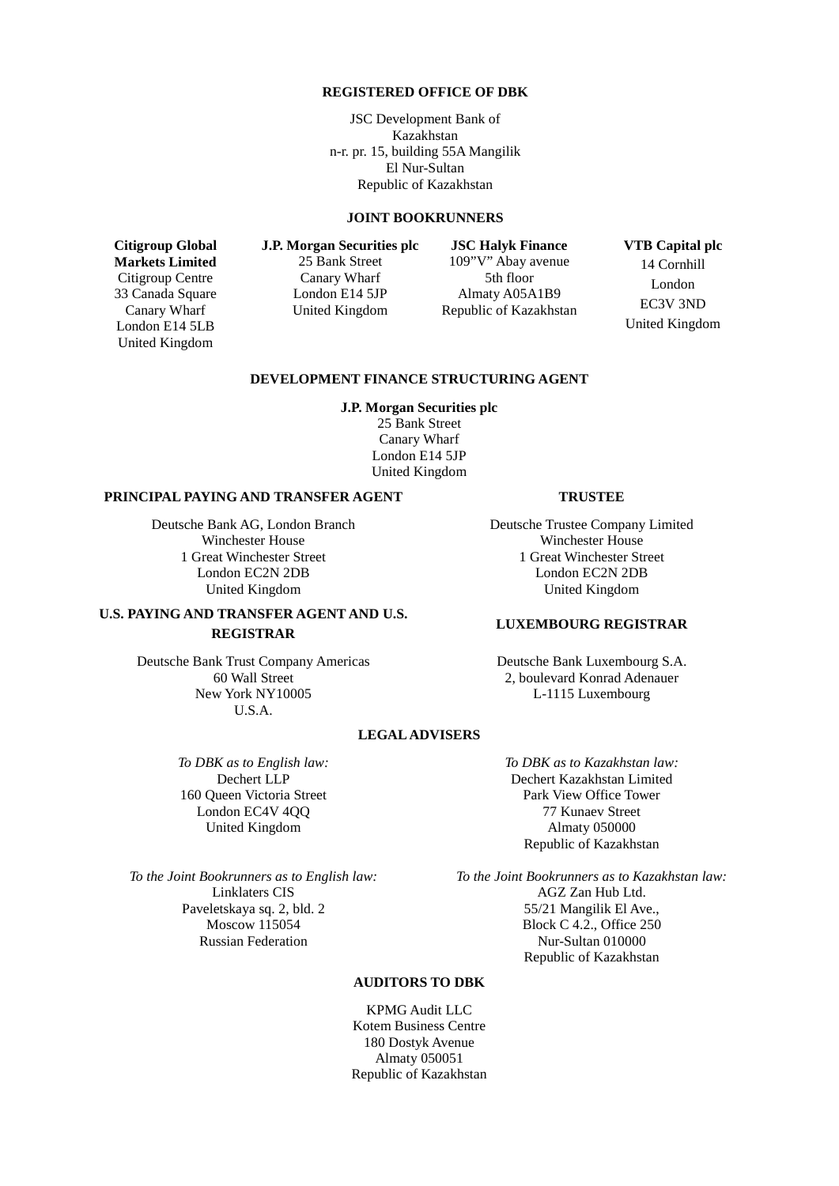**REGISTERED OFFICE OF DBK**

JSC Development Bank of
Kazakhstan
n-r. pr. 15, building 55A Mangilik
El Nur-Sultan
Republic of Kazakhstan

**JOINT BOOKRUNNERS**

**Citigroup Global Markets Limited**
Citigroup Centre
33 Canada Square
Canary Wharf
London E14 5LB
United Kingdom

**J.P. Morgan Securities plc**
25 Bank Street
Canary Wharf
London E14 5JP
United Kingdom

**JSC Halyk Finance**
109"V" Abay avenue
5th floor
Almaty A05A1B9
Republic of Kazakhstan

**VTB Capital plc**
14 Cornhill
London
EC3V 3ND
United Kingdom

**DEVELOPMENT FINANCE STRUCTURING AGENT**

**J.P. Morgan Securities plc**
25 Bank Street
Canary Wharf
London E14 5JP
United Kingdom

**PRINCIPAL PAYING AND TRANSFER AGENT**

Deutsche Bank AG, London Branch
Winchester House
1 Great Winchester Street
London EC2N 2DB
United Kingdom

**TRUSTEE**

Deutsche Trustee Company Limited
Winchester House
1 Great Winchester Street
London EC2N 2DB
United Kingdom

**U.S. PAYING AND TRANSFER AGENT AND U.S. REGISTRAR**

Deutsche Bank Trust Company Americas
60 Wall Street
New York NY10005
U.S.A.

**LUXEMBOURG REGISTRAR**

Deutsche Bank Luxembourg S.A.
2, boulevard Konrad Adenauer
L-1115 Luxembourg

**LEGAL ADVISERS**

*To DBK as to English law:*
Dechert LLP
160 Queen Victoria Street
London EC4V 4QQ
United Kingdom

*To DBK as to Kazakhstan law:*
Dechert Kazakhstan Limited
Park View Office Tower
77 Kunaev Street
Almaty 050000
Republic of Kazakhstan

*To the Joint Bookrunners as to English law:*
Linklaters CIS
Paveletskaya sq. 2, bld. 2
Moscow 115054
Russian Federation

*To the Joint Bookrunners as to Kazakhstan law:*
AGZ Zan Hub Ltd.
55/21 Mangilik El Ave.,
Block C 4.2., Office 250
Nur-Sultan 010000
Republic of Kazakhstan

**AUDITORS TO DBK**

KPMG Audit LLC
Kotem Business Centre
180 Dostyk Avenue
Almaty 050051
Republic of Kazakhstan